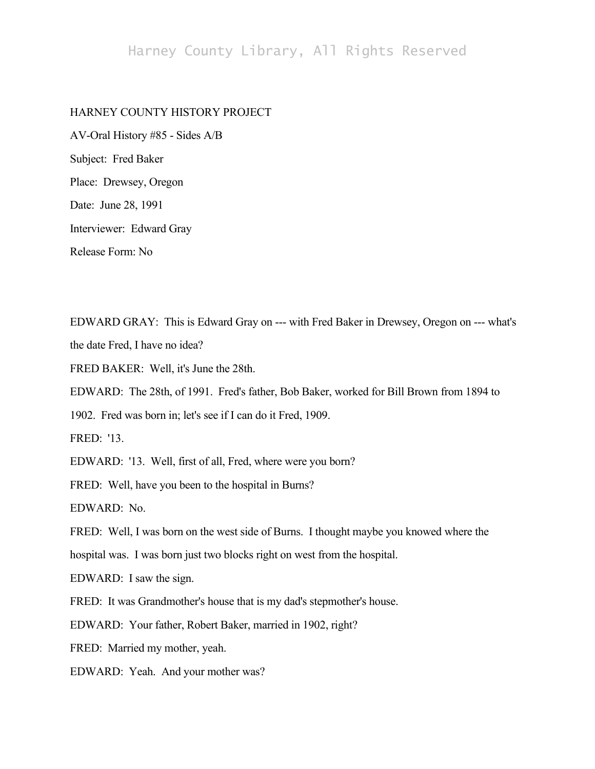HARNEY COUNTY HISTORY PROJECT

AV-Oral History #85 - Sides A/B

Subject: Fred Baker

Place: Drewsey, Oregon

Date: June 28, 1991

Interviewer: Edward Gray

Release Form: No

EDWARD GRAY: This is Edward Gray on --- with Fred Baker in Drewsey, Oregon on --- what's the date Fred, I have no idea?

FRED BAKER: Well, it's June the 28th.

EDWARD: The 28th, of 1991. Fred's father, Bob Baker, worked for Bill Brown from 1894 to 1902. Fred was born in; let's see if I can do it Fred, 1909.

FRED: '13.

EDWARD: '13. Well, first of all, Fred, where were you born?

FRED: Well, have you been to the hospital in Burns?

EDWARD: No.

FRED: Well, I was born on the west side of Burns. I thought maybe you knowed where the hospital was. I was born just two blocks right on west from the hospital.

EDWARD: I saw the sign.

FRED: It was Grandmother's house that is my dad's stepmother's house.

EDWARD: Your father, Robert Baker, married in 1902, right?

FRED: Married my mother, yeah.

EDWARD: Yeah. And your mother was?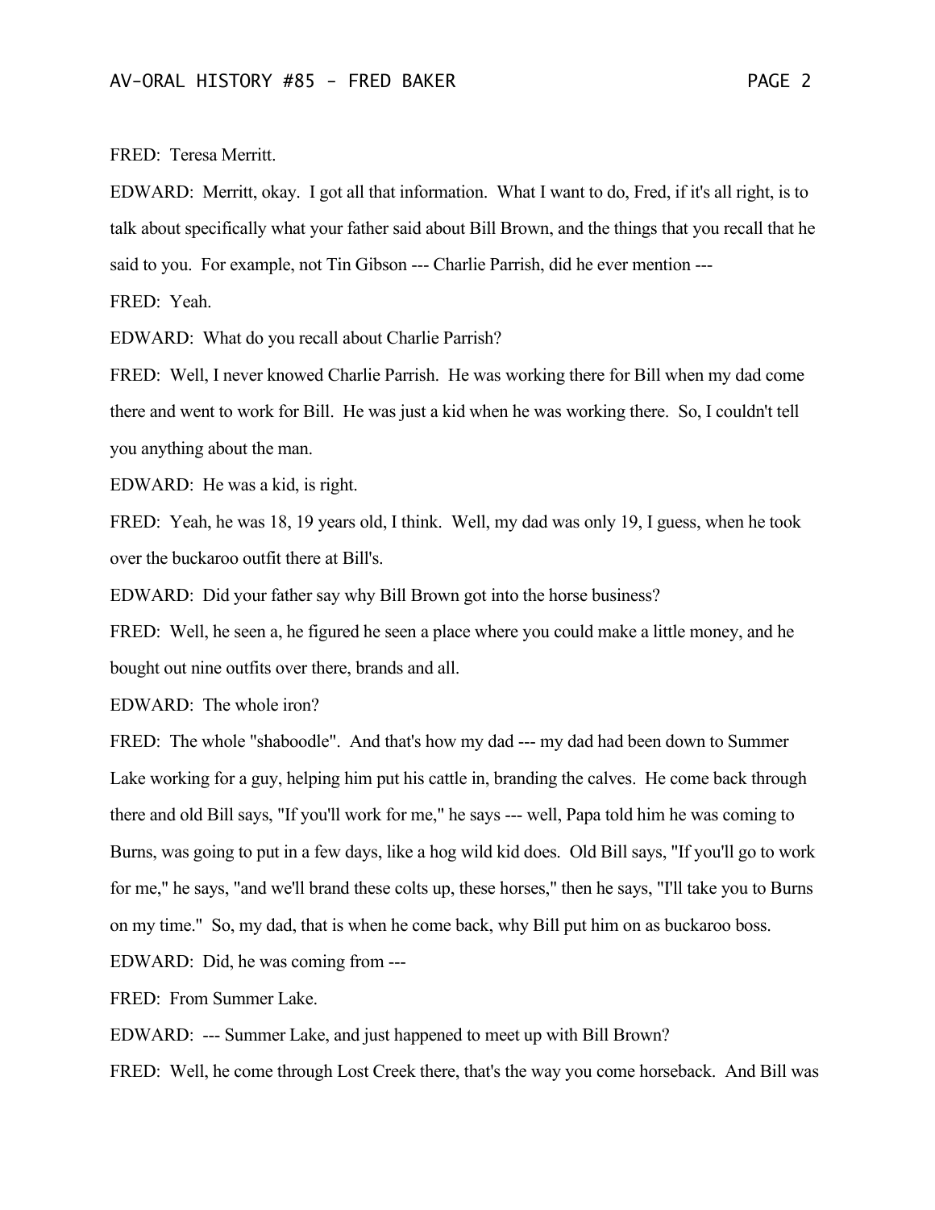FRED: Teresa Merritt.

EDWARD: Merritt, okay. I got all that information. What I want to do, Fred, if it's all right, is to talk about specifically what your father said about Bill Brown, and the things that you recall that he said to you. For example, not Tin Gibson --- Charlie Parrish, did he ever mention ---

FRED: Yeah.

EDWARD: What do you recall about Charlie Parrish?

FRED: Well, I never knowed Charlie Parrish. He was working there for Bill when my dad come there and went to work for Bill. He was just a kid when he was working there. So, I couldn't tell you anything about the man.

EDWARD: He was a kid, is right.

FRED: Yeah, he was 18, 19 years old, I think. Well, my dad was only 19, I guess, when he took over the buckaroo outfit there at Bill's.

EDWARD: Did your father say why Bill Brown got into the horse business?

FRED: Well, he seen a, he figured he seen a place where you could make a little money, and he bought out nine outfits over there, brands and all.

EDWARD: The whole iron?

FRED: The whole "shaboodle". And that's how my dad --- my dad had been down to Summer Lake working for a guy, helping him put his cattle in, branding the calves. He come back through there and old Bill says, "If you'll work for me," he says --- well, Papa told him he was coming to Burns, was going to put in a few days, like a hog wild kid does. Old Bill says, "If you'll go to work for me," he says, "and we'll brand these colts up, these horses," then he says, "I'll take you to Burns on my time." So, my dad, that is when he come back, why Bill put him on as buckaroo boss.

EDWARD: Did, he was coming from ---

FRED: From Summer Lake.

EDWARD: --- Summer Lake, and just happened to meet up with Bill Brown?

FRED: Well, he come through Lost Creek there, that's the way you come horseback. And Bill was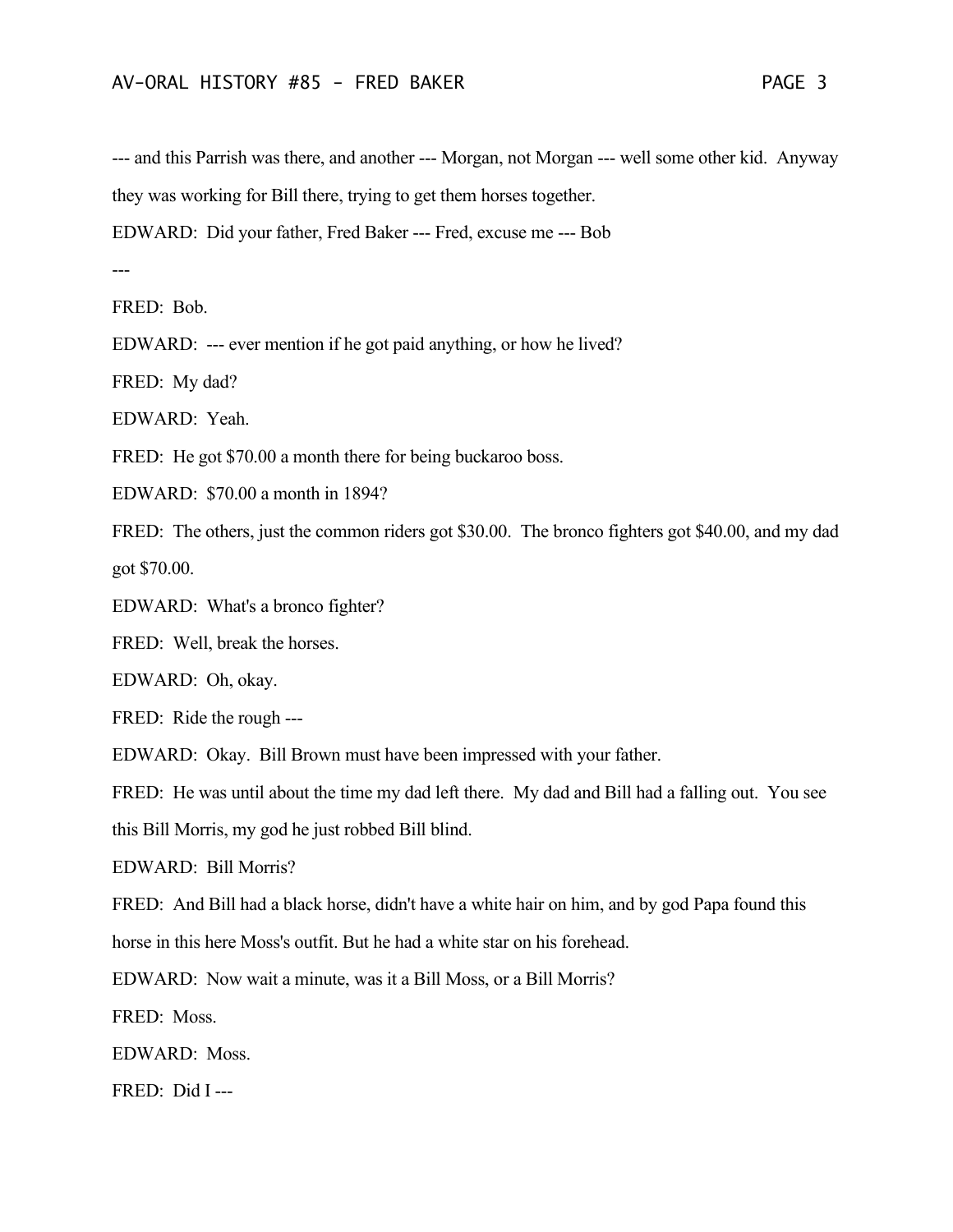--- and this Parrish was there, and another --- Morgan, not Morgan --- well some other kid. Anyway they was working for Bill there, trying to get them horses together.

EDWARD: Did your father, Fred Baker --- Fred, excuse me --- Bob

---

FRED: Bob.

EDWARD: --- ever mention if he got paid anything, or how he lived?

FRED: My dad?

EDWARD: Yeah.

FRED: He got $70.00 a month there for being buckaroo boss.

EDWARD: $70.00 a month in 1894?

FRED: The others, just the common riders got $30.00. The bronco fighters got $40.00, and my dad got $70.00.

EDWARD: What's a bronco fighter?

FRED: Well, break the horses.

EDWARD: Oh, okay.

FRED: Ride the rough ---

EDWARD: Okay. Bill Brown must have been impressed with your father.

FRED: He was until about the time my dad left there. My dad and Bill had a falling out. You see this Bill Morris, my god he just robbed Bill blind.

EDWARD: Bill Morris?

FRED: And Bill had a black horse, didn't have a white hair on him, and by god Papa found this horse in this here Moss's outfit. But he had a white star on his forehead.

EDWARD: Now wait a minute, was it a Bill Moss, or a Bill Morris?

FRED: Moss.

EDWARD: Moss.

FRED: Did I ---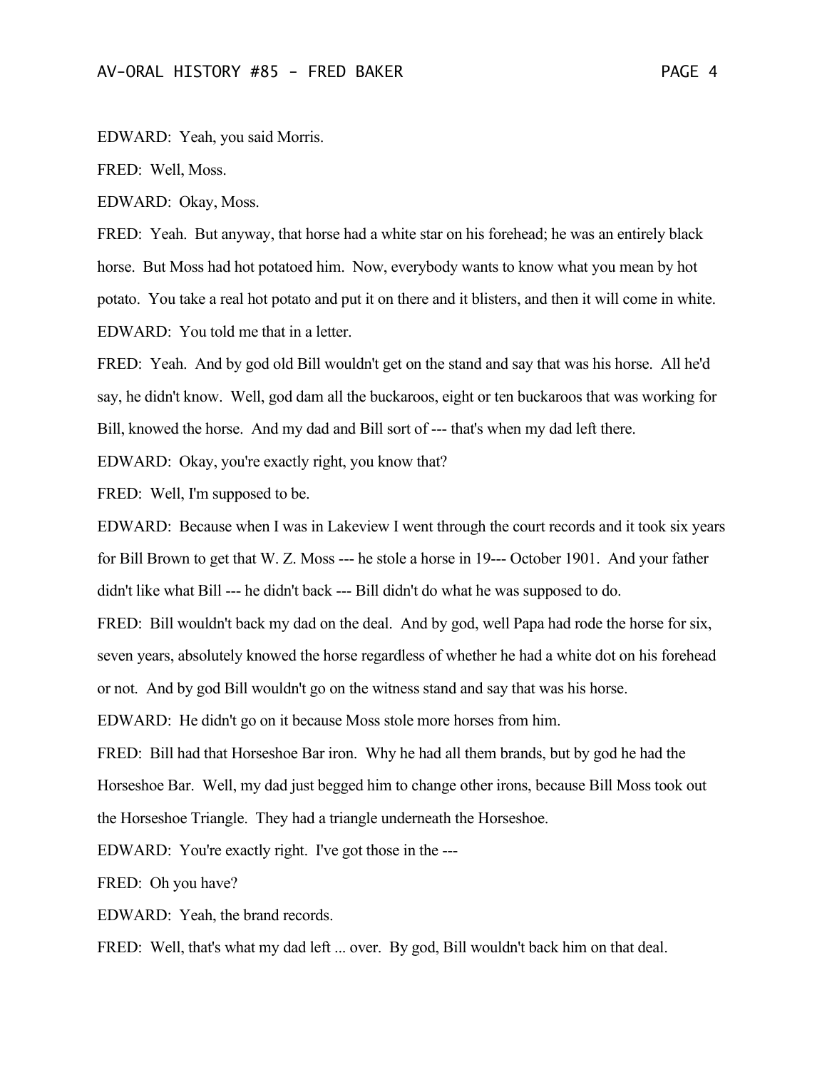EDWARD: Yeah, you said Morris.

FRED: Well, Moss.

EDWARD: Okay, Moss.

FRED: Yeah. But anyway, that horse had a white star on his forehead; he was an entirely black horse. But Moss had hot potatoed him. Now, everybody wants to know what you mean by hot potato. You take a real hot potato and put it on there and it blisters, and then it will come in white.

EDWARD: You told me that in a letter.

FRED: Yeah. And by god old Bill wouldn't get on the stand and say that was his horse. All he'd say, he didn't know. Well, god dam all the buckaroos, eight or ten buckaroos that was working for Bill, knowed the horse. And my dad and Bill sort of --- that's when my dad left there.

EDWARD: Okay, you're exactly right, you know that?

FRED: Well, I'm supposed to be.

EDWARD: Because when I was in Lakeview I went through the court records and it took six years for Bill Brown to get that W. Z. Moss --- he stole a horse in 19--- October 1901. And your father didn't like what Bill --- he didn't back --- Bill didn't do what he was supposed to do.

FRED: Bill wouldn't back my dad on the deal. And by god, well Papa had rode the horse for six, seven years, absolutely knowed the horse regardless of whether he had a white dot on his forehead or not. And by god Bill wouldn't go on the witness stand and say that was his horse.

EDWARD: He didn't go on it because Moss stole more horses from him.

FRED: Bill had that Horseshoe Bar iron. Why he had all them brands, but by god he had the Horseshoe Bar. Well, my dad just begged him to change other irons, because Bill Moss took out the Horseshoe Triangle. They had a triangle underneath the Horseshoe.

EDWARD: You're exactly right. I've got those in the ---

FRED: Oh you have?

EDWARD: Yeah, the brand records.

FRED: Well, that's what my dad left ... over. By god, Bill wouldn't back him on that deal.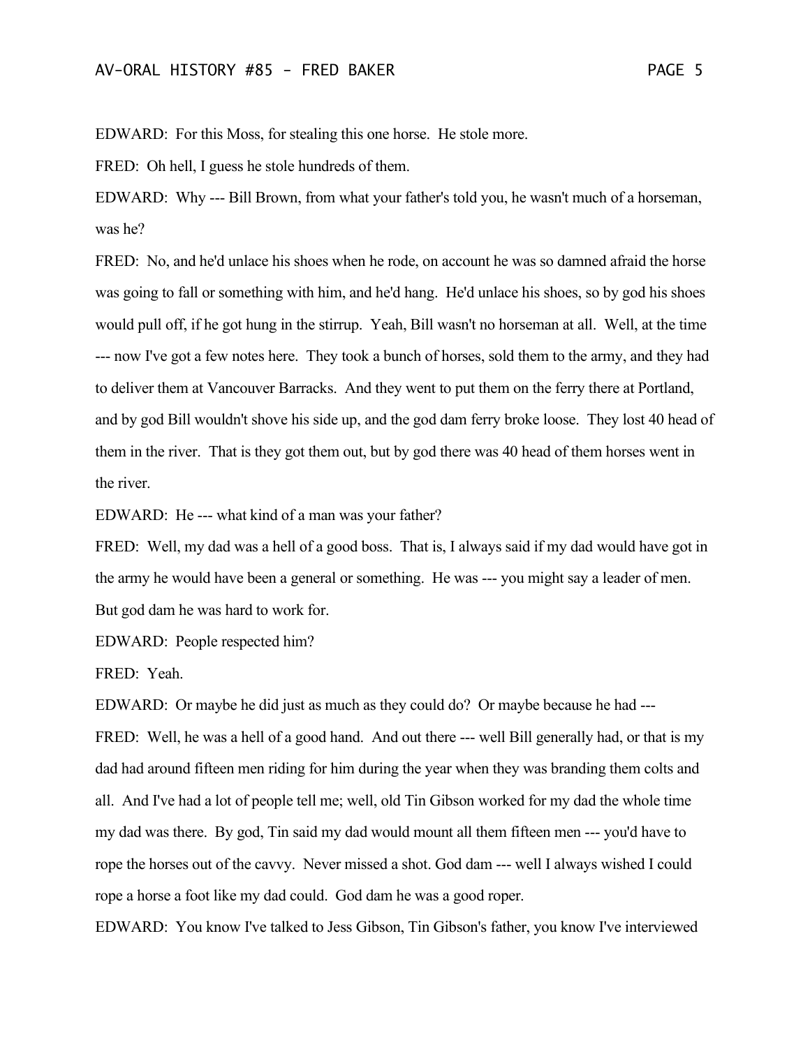EDWARD: For this Moss, for stealing this one horse. He stole more.

FRED: Oh hell, I guess he stole hundreds of them.

EDWARD: Why --- Bill Brown, from what your father's told you, he wasn't much of a horseman, was he?

FRED: No, and he'd unlace his shoes when he rode, on account he was so damned afraid the horse was going to fall or something with him, and he'd hang. He'd unlace his shoes, so by god his shoes would pull off, if he got hung in the stirrup. Yeah, Bill wasn't no horseman at all. Well, at the time --- now I've got a few notes here. They took a bunch of horses, sold them to the army, and they had to deliver them at Vancouver Barracks. And they went to put them on the ferry there at Portland, and by god Bill wouldn't shove his side up, and the god dam ferry broke loose. They lost 40 head of them in the river. That is they got them out, but by god there was 40 head of them horses went in the river.

EDWARD: He --- what kind of a man was your father?

FRED: Well, my dad was a hell of a good boss. That is, I always said if my dad would have got in the army he would have been a general or something. He was --- you might say a leader of men. But god dam he was hard to work for.

EDWARD: People respected him?

FRED: Yeah.

EDWARD: Or maybe he did just as much as they could do? Or maybe because he had ---

FRED: Well, he was a hell of a good hand. And out there --- well Bill generally had, or that is my dad had around fifteen men riding for him during the year when they was branding them colts and all. And I've had a lot of people tell me; well, old Tin Gibson worked for my dad the whole time my dad was there. By god, Tin said my dad would mount all them fifteen men --- you'd have to rope the horses out of the cavvy. Never missed a shot. God dam --- well I always wished I could rope a horse a foot like my dad could. God dam he was a good roper.

EDWARD: You know I've talked to Jess Gibson, Tin Gibson's father, you know I've interviewed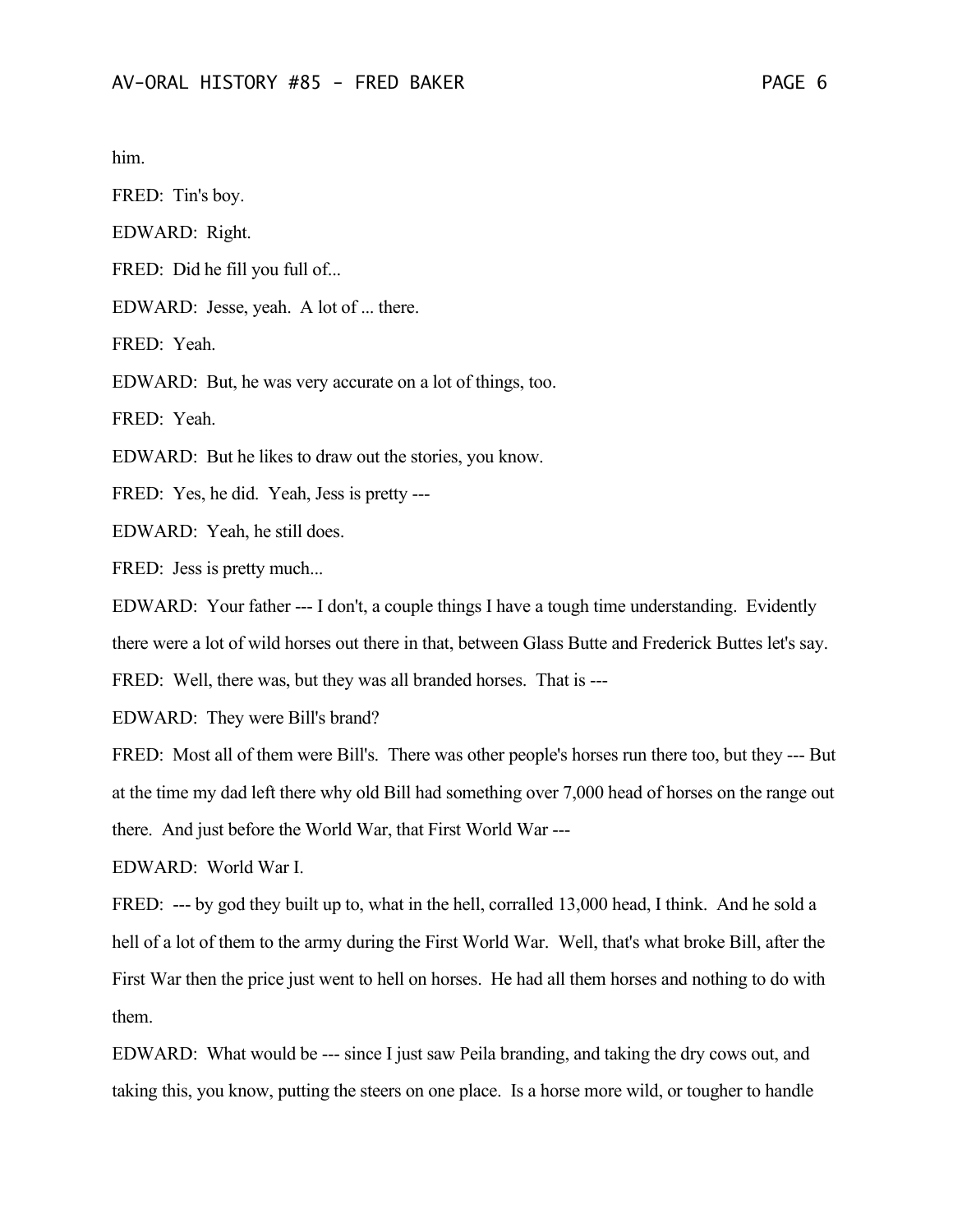him.

FRED: Tin's boy.

EDWARD: Right.

FRED: Did he fill you full of...

EDWARD: Jesse, yeah. A lot of ... there.

FRED: Yeah.

EDWARD: But, he was very accurate on a lot of things, too.

FRED: Yeah.

EDWARD: But he likes to draw out the stories, you know.

FRED: Yes, he did. Yeah, Jess is pretty ---

EDWARD: Yeah, he still does.

FRED: Jess is pretty much...

EDWARD: Your father --- I don't, a couple things I have a tough time understanding. Evidently there were a lot of wild horses out there in that, between Glass Butte and Frederick Buttes let's say.

FRED: Well, there was, but they was all branded horses. That is ---

EDWARD: They were Bill's brand?

FRED: Most all of them were Bill's. There was other people's horses run there too, but they --- But at the time my dad left there why old Bill had something over 7,000 head of horses on the range out there. And just before the World War, that First World War ---

EDWARD: World War I.

FRED: --- by god they built up to, what in the hell, corralled 13,000 head, I think. And he sold a hell of a lot of them to the army during the First World War. Well, that's what broke Bill, after the First War then the price just went to hell on horses. He had all them horses and nothing to do with them.

EDWARD: What would be --- since I just saw Peila branding, and taking the dry cows out, and taking this, you know, putting the steers on one place. Is a horse more wild, or tougher to handle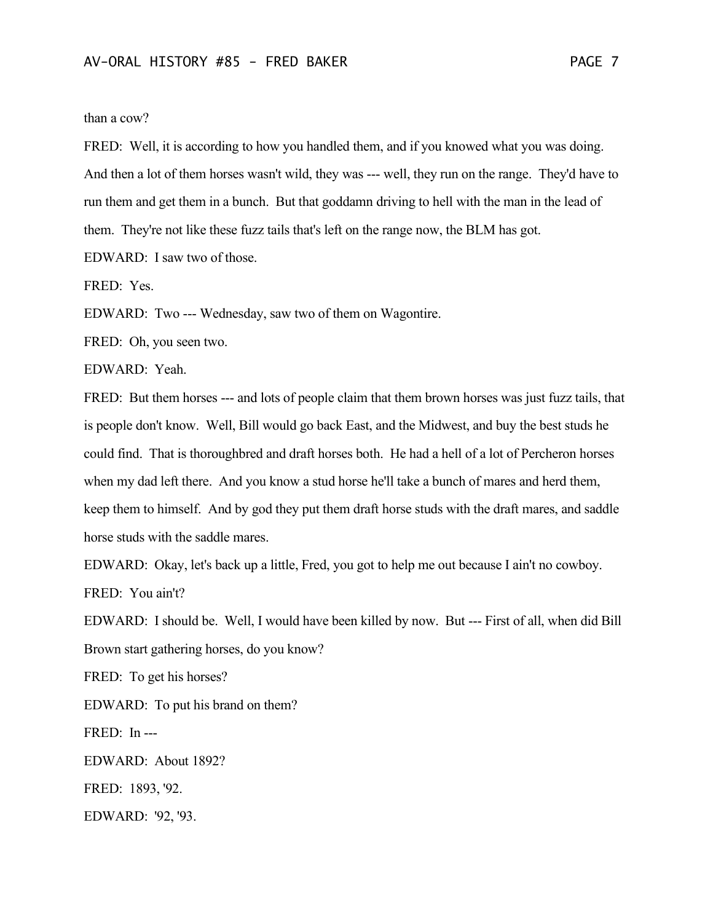than a cow?

FRED: Well, it is according to how you handled them, and if you knowed what you was doing. And then a lot of them horses wasn't wild, they was --- well, they run on the range. They'd have to run them and get them in a bunch. But that goddamn driving to hell with the man in the lead of them. They're not like these fuzz tails that's left on the range now, the BLM has got.

EDWARD: I saw two of those.

FRED: Yes.

EDWARD: Two --- Wednesday, saw two of them on Wagontire.

FRED: Oh, you seen two.

EDWARD: Yeah.

FRED: But them horses --- and lots of people claim that them brown horses was just fuzz tails, that is people don't know. Well, Bill would go back East, and the Midwest, and buy the best studs he could find. That is thoroughbred and draft horses both. He had a hell of a lot of Percheron horses when my dad left there. And you know a stud horse he'll take a bunch of mares and herd them, keep them to himself. And by god they put them draft horse studs with the draft mares, and saddle horse studs with the saddle mares.

EDWARD: Okay, let's back up a little, Fred, you got to help me out because I ain't no cowboy.

FRED: You ain't?

EDWARD: I should be. Well, I would have been killed by now. But --- First of all, when did Bill Brown start gathering horses, do you know?

FRED: To get his horses?

EDWARD: To put his brand on them?

FRED: In ---

EDWARD: About 1892?

FRED: 1893, '92.

EDWARD: '92, '93.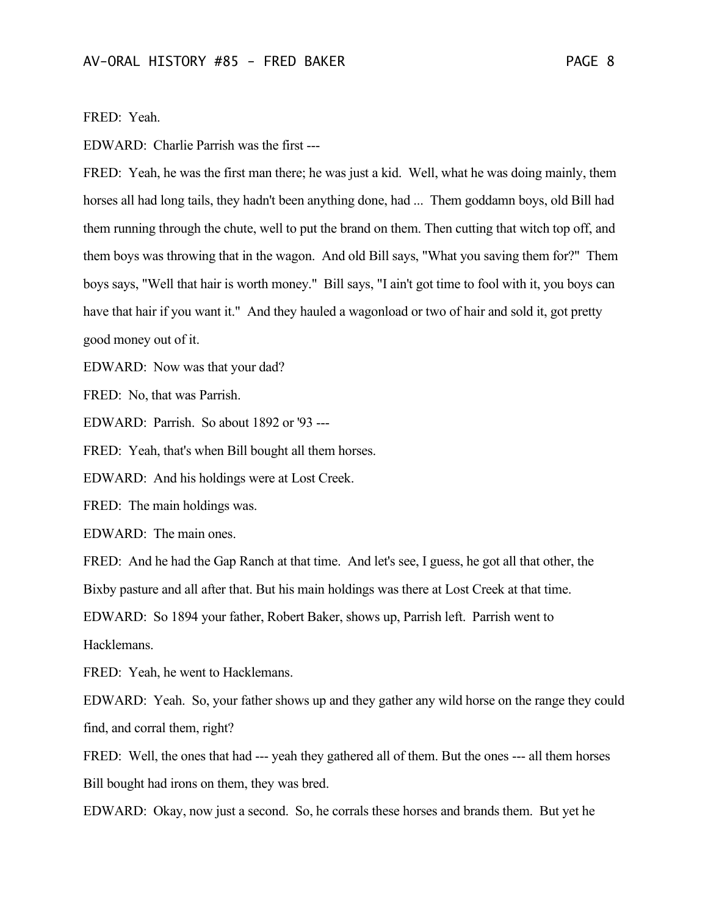FRED: Yeah.

EDWARD: Charlie Parrish was the first ---

FRED: Yeah, he was the first man there; he was just a kid. Well, what he was doing mainly, them horses all had long tails, they hadn't been anything done, had ... Them goddamn boys, old Bill had them running through the chute, well to put the brand on them. Then cutting that witch top off, and them boys was throwing that in the wagon. And old Bill says, "What you saving them for?" Them boys says, "Well that hair is worth money." Bill says, "I ain't got time to fool with it, you boys can have that hair if you want it." And they hauled a wagonload or two of hair and sold it, got pretty good money out of it.

EDWARD: Now was that your dad?

FRED: No, that was Parrish.

EDWARD: Parrish. So about 1892 or '93 ---

FRED: Yeah, that's when Bill bought all them horses.

EDWARD: And his holdings were at Lost Creek.

FRED: The main holdings was.

EDWARD: The main ones.

FRED: And he had the Gap Ranch at that time. And let's see, I guess, he got all that other, the Bixby pasture and all after that. But his main holdings was there at Lost Creek at that time.

EDWARD: So 1894 your father, Robert Baker, shows up, Parrish left. Parrish went to Hacklemans.

FRED: Yeah, he went to Hacklemans.

EDWARD: Yeah. So, your father shows up and they gather any wild horse on the range they could find, and corral them, right?

FRED: Well, the ones that had --- yeah they gathered all of them. But the ones --- all them horses Bill bought had irons on them, they was bred.

EDWARD: Okay, now just a second. So, he corrals these horses and brands them. But yet he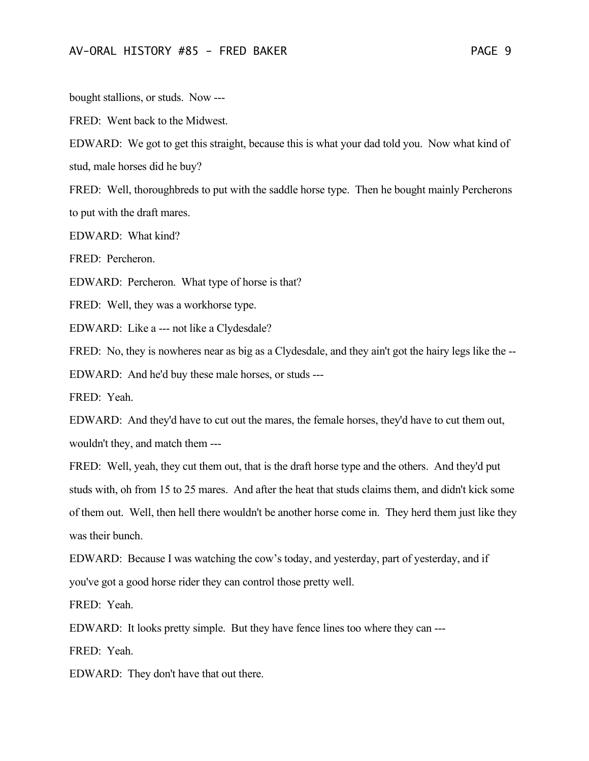bought stallions, or studs. Now ---

FRED: Went back to the Midwest.

EDWARD: We got to get this straight, because this is what your dad told you. Now what kind of stud, male horses did he buy?

FRED: Well, thoroughbreds to put with the saddle horse type. Then he bought mainly Percherons to put with the draft mares.

EDWARD: What kind?

FRED: Percheron.

EDWARD: Percheron. What type of horse is that?

FRED: Well, they was a workhorse type.

EDWARD: Like a --- not like a Clydesdale?

FRED: No, they is nowheres near as big as a Clydesdale, and they ain't got the hairy legs like the --

EDWARD: And he'd buy these male horses, or studs ---

FRED: Yeah.

EDWARD: And they'd have to cut out the mares, the female horses, they'd have to cut them out, wouldn't they, and match them ---

FRED: Well, yeah, they cut them out, that is the draft horse type and the others. And they'd put studs with, oh from 15 to 25 mares. And after the heat that studs claims them, and didn't kick some of them out. Well, then hell there wouldn't be another horse come in. They herd them just like they was their bunch.

EDWARD: Because I was watching the cow's today, and yesterday, part of yesterday, and if you've got a good horse rider they can control those pretty well.

FRED: Yeah.

EDWARD: It looks pretty simple. But they have fence lines too where they can ---

FRED: Yeah.

EDWARD: They don't have that out there.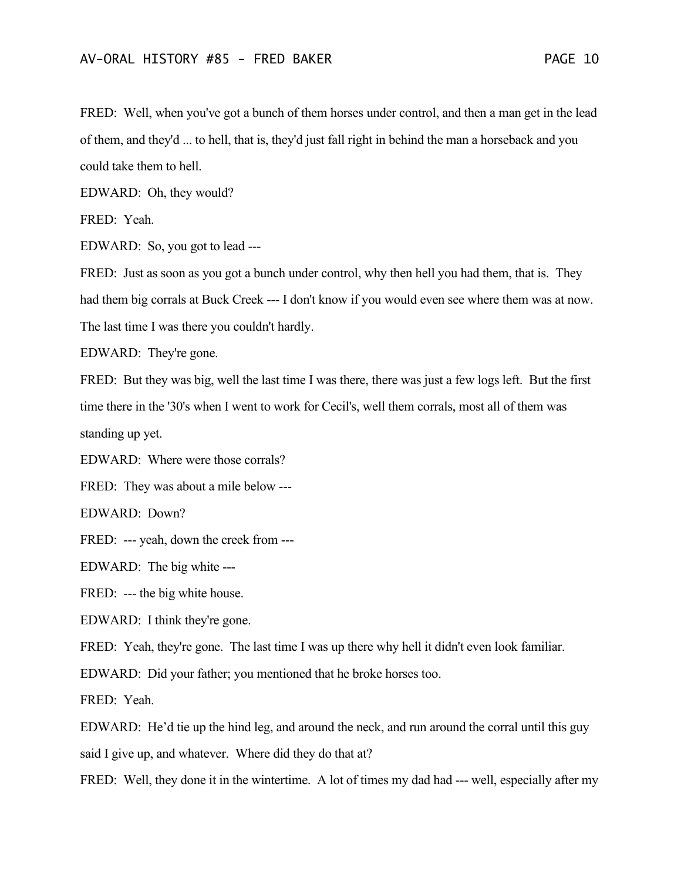FRED: Well, when you've got a bunch of them horses under control, and then a man get in the lead of them, and they'd ... to hell, that is, they'd just fall right in behind the man a horseback and you could take them to hell.

EDWARD: Oh, they would?

FRED: Yeah.

EDWARD: So, you got to lead ---

FRED: Just as soon as you got a bunch under control, why then hell you had them, that is. They had them big corrals at Buck Creek --- I don't know if you would even see where them was at now. The last time I was there you couldn't hardly.

EDWARD: They're gone.

FRED: But they was big, well the last time I was there, there was just a few logs left. But the first time there in the '30's when I went to work for Cecil's, well them corrals, most all of them was standing up yet.

EDWARD: Where were those corrals?

FRED: They was about a mile below ---

EDWARD: Down?

FRED: --- yeah, down the creek from ---

EDWARD: The big white ---

FRED: --- the big white house.

EDWARD: I think they're gone.

FRED: Yeah, they're gone. The last time I was up there why hell it didn't even look familiar.

EDWARD: Did your father; you mentioned that he broke horses too.

FRED: Yeah.

EDWARD: He'd tie up the hind leg, and around the neck, and run around the corral until this guy said I give up, and whatever. Where did they do that at?

FRED: Well, they done it in the wintertime. A lot of times my dad had --- well, especially after my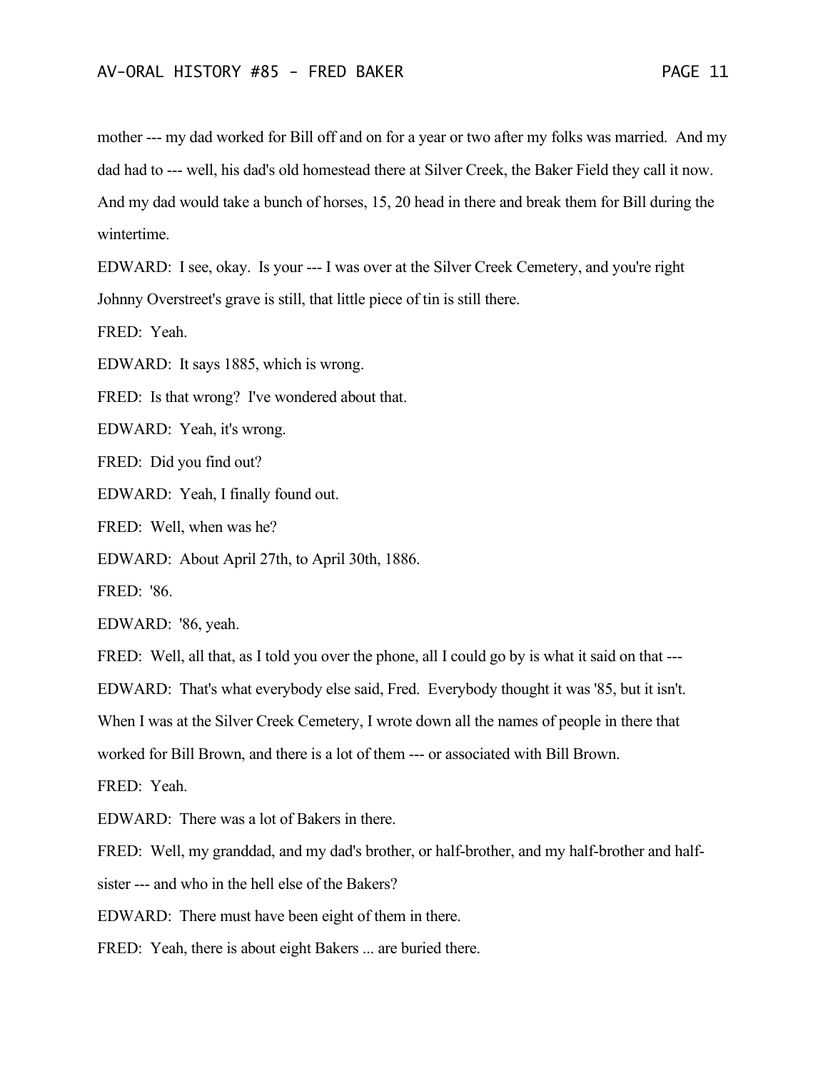mother --- my dad worked for Bill off and on for a year or two after my folks was married. And my dad had to --- well, his dad's old homestead there at Silver Creek, the Baker Field they call it now. And my dad would take a bunch of horses, 15, 20 head in there and break them for Bill during the wintertime.

EDWARD: I see, okay. Is your --- I was over at the Silver Creek Cemetery, and you're right Johnny Overstreet's grave is still, that little piece of tin is still there.

FRED: Yeah.

EDWARD: It says 1885, which is wrong.

FRED: Is that wrong? I've wondered about that.

EDWARD: Yeah, it's wrong.

FRED: Did you find out?

EDWARD: Yeah, I finally found out.

FRED: Well, when was he?

EDWARD: About April 27th, to April 30th, 1886.

FRED: '86.

EDWARD: '86, yeah.

FRED: Well, all that, as I told you over the phone, all I could go by is what it said on that ---

EDWARD: That's what everybody else said, Fred. Everybody thought it was '85, but it isn't. When I was at the Silver Creek Cemetery, I wrote down all the names of people in there that worked for Bill Brown, and there is a lot of them --- or associated with Bill Brown.

FRED: Yeah.

EDWARD: There was a lot of Bakers in there.

FRED: Well, my granddad, and my dad's brother, or half-brother, and my half-brother and half-sister --- and who in the hell else of the Bakers?

EDWARD: There must have been eight of them in there.

FRED: Yeah, there is about eight Bakers ... are buried there.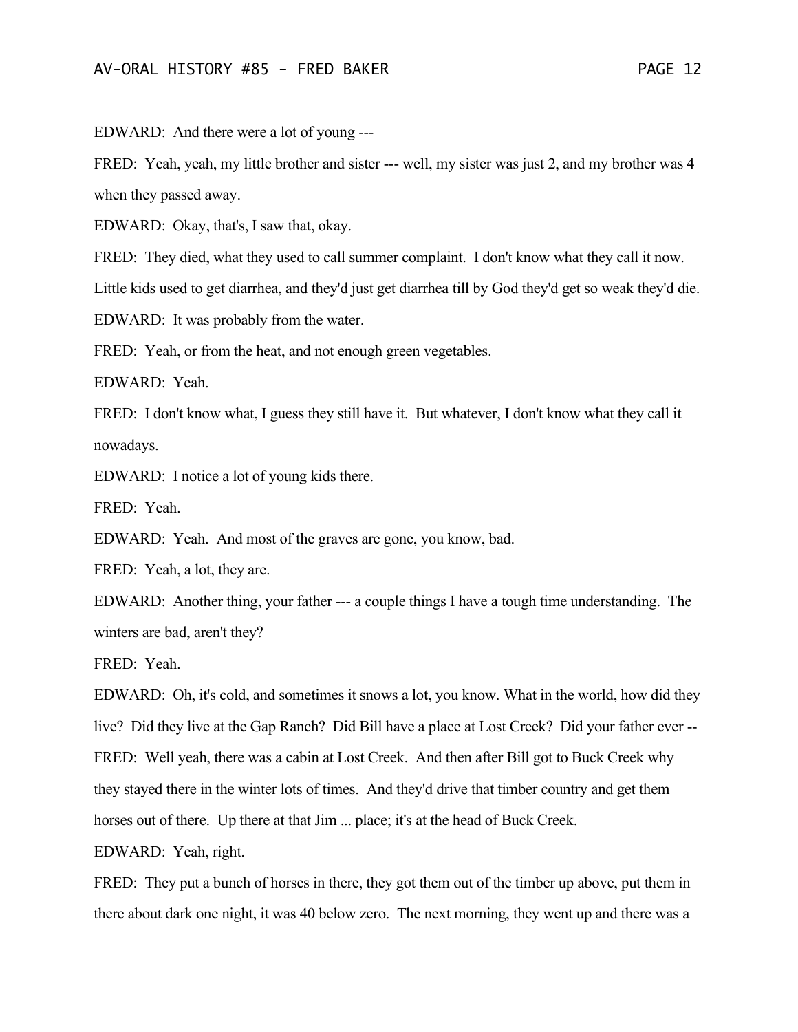EDWARD: And there were a lot of young ---

FRED: Yeah, yeah, my little brother and sister --- well, my sister was just 2, and my brother was 4 when they passed away.

EDWARD: Okay, that's, I saw that, okay.

FRED: They died, what they used to call summer complaint. I don't know what they call it now. Little kids used to get diarrhea, and they'd just get diarrhea till by God they'd get so weak they'd die.

EDWARD: It was probably from the water.

FRED: Yeah, or from the heat, and not enough green vegetables.

EDWARD: Yeah.

FRED: I don't know what, I guess they still have it. But whatever, I don't know what they call it nowadays.

EDWARD: I notice a lot of young kids there.

FRED: Yeah.

EDWARD: Yeah. And most of the graves are gone, you know, bad.

FRED: Yeah, a lot, they are.

EDWARD: Another thing, your father --- a couple things I have a tough time understanding. The winters are bad, aren't they?

FRED: Yeah.

EDWARD: Oh, it's cold, and sometimes it snows a lot, you know. What in the world, how did they live? Did they live at the Gap Ranch? Did Bill have a place at Lost Creek? Did your father ever --

FRED: Well yeah, there was a cabin at Lost Creek. And then after Bill got to Buck Creek why they stayed there in the winter lots of times. And they'd drive that timber country and get them horses out of there. Up there at that Jim ... place; it's at the head of Buck Creek.

EDWARD: Yeah, right.

FRED: They put a bunch of horses in there, they got them out of the timber up above, put them in there about dark one night, it was 40 below zero. The next morning, they went up and there was a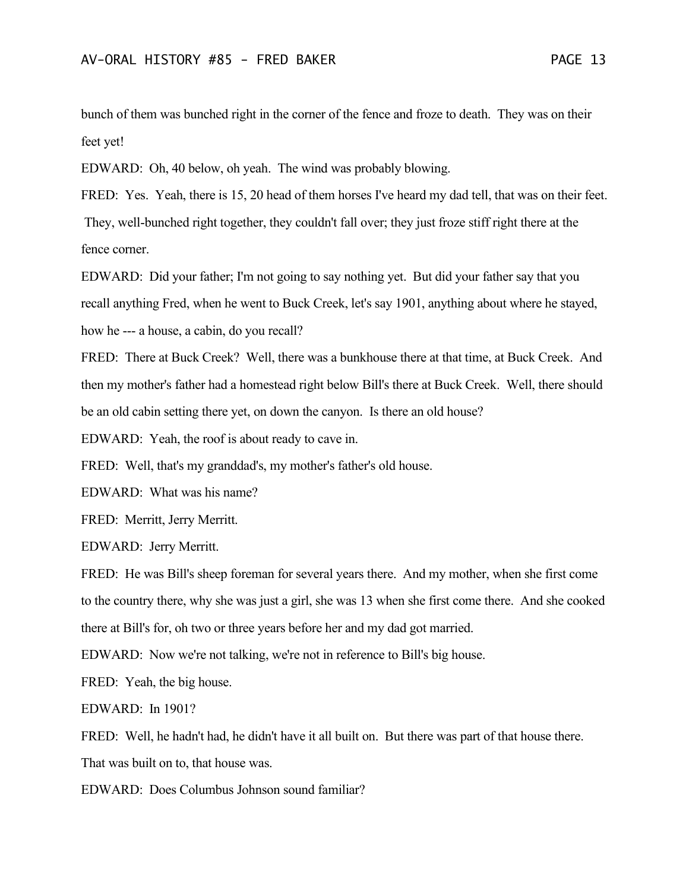bunch of them was bunched right in the corner of the fence and froze to death. They was on their feet yet!

EDWARD: Oh, 40 below, oh yeah. The wind was probably blowing.

FRED: Yes. Yeah, there is 15, 20 head of them horses I've heard my dad tell, that was on their feet. They, well-bunched right together, they couldn't fall over; they just froze stiff right there at the fence corner.

EDWARD: Did your father; I'm not going to say nothing yet. But did your father say that you recall anything Fred, when he went to Buck Creek, let's say 1901, anything about where he stayed, how he --- a house, a cabin, do you recall?

FRED: There at Buck Creek? Well, there was a bunkhouse there at that time, at Buck Creek. And then my mother's father had a homestead right below Bill's there at Buck Creek. Well, there should be an old cabin setting there yet, on down the canyon. Is there an old house?

EDWARD: Yeah, the roof is about ready to cave in.

FRED: Well, that's my granddad's, my mother's father's old house.

EDWARD: What was his name?

FRED: Merritt, Jerry Merritt.

EDWARD: Jerry Merritt.

FRED: He was Bill's sheep foreman for several years there. And my mother, when she first come to the country there, why she was just a girl, she was 13 when she first come there. And she cooked there at Bill's for, oh two or three years before her and my dad got married.

EDWARD: Now we're not talking, we're not in reference to Bill's big house.

FRED: Yeah, the big house.

EDWARD: In 1901?

FRED: Well, he hadn't had, he didn't have it all built on. But there was part of that house there. That was built on to, that house was.

EDWARD: Does Columbus Johnson sound familiar?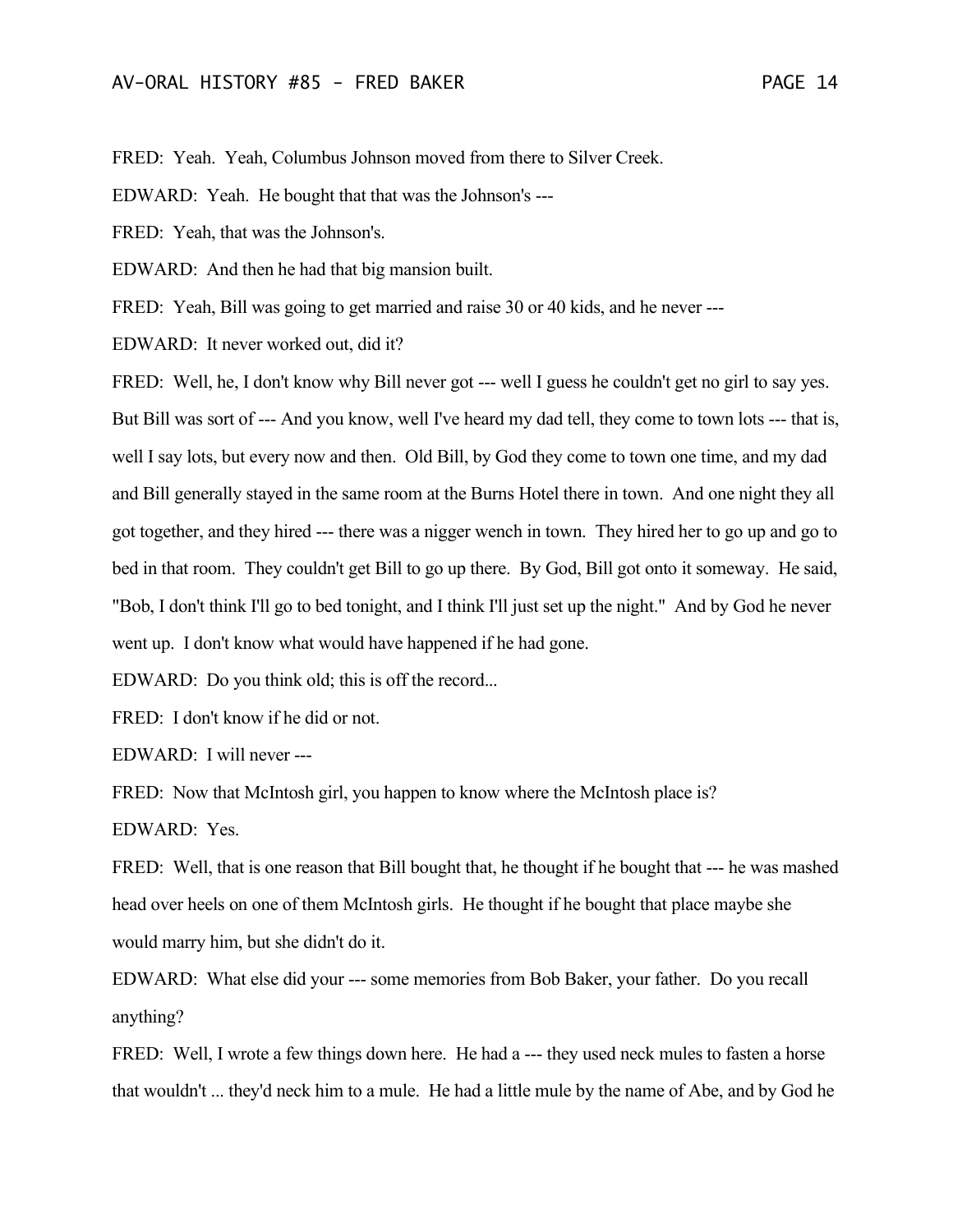FRED: Yeah. Yeah, Columbus Johnson moved from there to Silver Creek.

EDWARD: Yeah. He bought that that was the Johnson's ---

FRED: Yeah, that was the Johnson's.

EDWARD: And then he had that big mansion built.

FRED: Yeah, Bill was going to get married and raise 30 or 40 kids, and he never ---

EDWARD: It never worked out, did it?

FRED: Well, he, I don't know why Bill never got --- well I guess he couldn't get no girl to say yes. But Bill was sort of --- And you know, well I've heard my dad tell, they come to town lots --- that is, well I say lots, but every now and then. Old Bill, by God they come to town one time, and my dad and Bill generally stayed in the same room at the Burns Hotel there in town. And one night they all got together, and they hired --- there was a nigger wench in town. They hired her to go up and go to bed in that room. They couldn't get Bill to go up there. By God, Bill got onto it someway. He said, "Bob, I don't think I'll go to bed tonight, and I think I'll just set up the night." And by God he never went up. I don't know what would have happened if he had gone.

EDWARD: Do you think old; this is off the record...

FRED: I don't know if he did or not.

EDWARD: I will never ---

FRED: Now that McIntosh girl, you happen to know where the McIntosh place is?

EDWARD: Yes.

FRED: Well, that is one reason that Bill bought that, he thought if he bought that --- he was mashed head over heels on one of them McIntosh girls. He thought if he bought that place maybe she would marry him, but she didn't do it.

EDWARD: What else did your --- some memories from Bob Baker, your father. Do you recall anything?

FRED: Well, I wrote a few things down here. He had a --- they used neck mules to fasten a horse that wouldn't ... they'd neck him to a mule. He had a little mule by the name of Abe, and by God he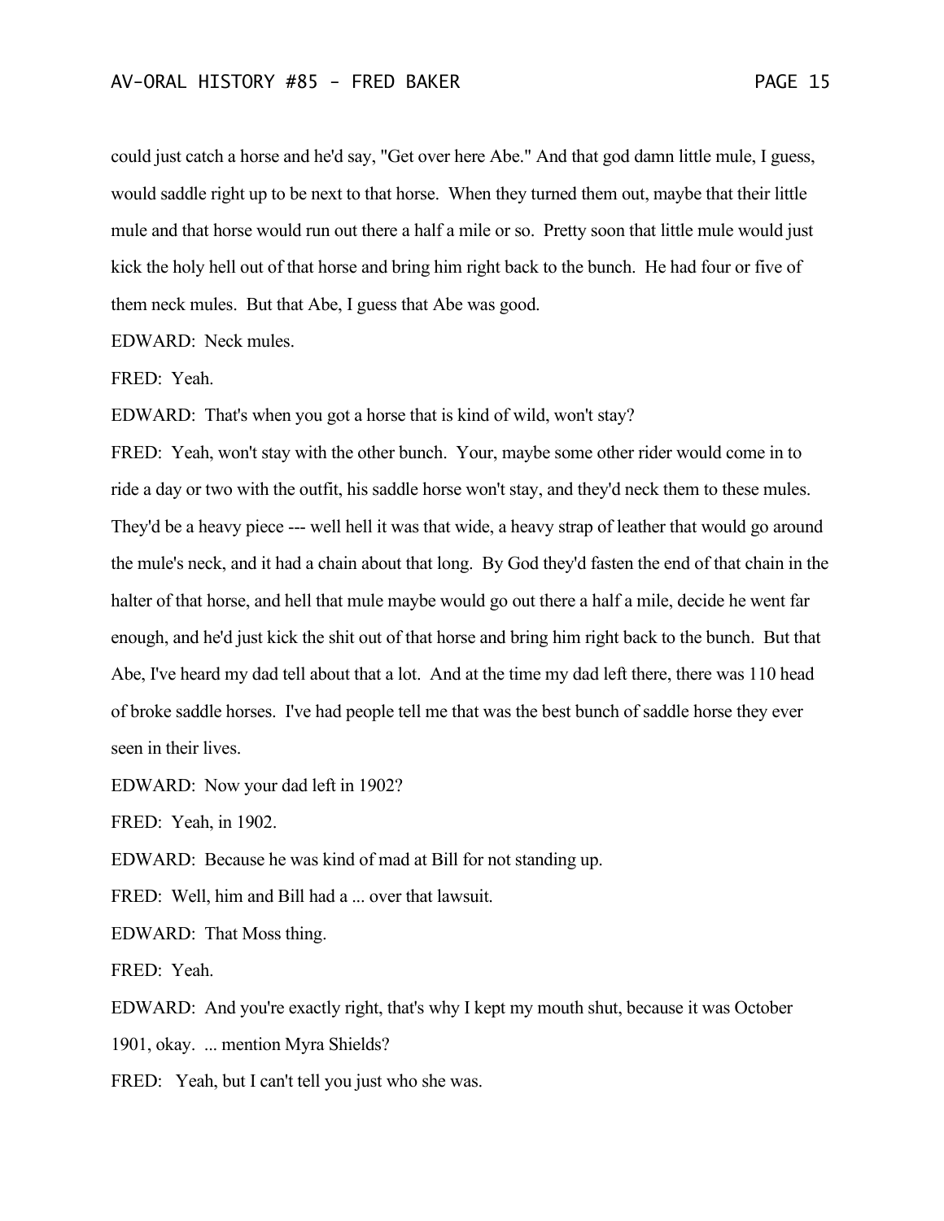could just catch a horse and he'd say, "Get over here Abe." And that god damn little mule, I guess, would saddle right up to be next to that horse. When they turned them out, maybe that their little mule and that horse would run out there a half a mile or so. Pretty soon that little mule would just kick the holy hell out of that horse and bring him right back to the bunch. He had four or five of them neck mules. But that Abe, I guess that Abe was good.

EDWARD: Neck mules.

FRED: Yeah.

EDWARD: That's when you got a horse that is kind of wild, won't stay?

FRED: Yeah, won't stay with the other bunch. Your, maybe some other rider would come in to ride a day or two with the outfit, his saddle horse won't stay, and they'd neck them to these mules. They'd be a heavy piece --- well hell it was that wide, a heavy strap of leather that would go around the mule's neck, and it had a chain about that long. By God they'd fasten the end of that chain in the halter of that horse, and hell that mule maybe would go out there a half a mile, decide he went far enough, and he'd just kick the shit out of that horse and bring him right back to the bunch. But that Abe, I've heard my dad tell about that a lot. And at the time my dad left there, there was 110 head of broke saddle horses. I've had people tell me that was the best bunch of saddle horse they ever seen in their lives.

EDWARD: Now your dad left in 1902?

FRED: Yeah, in 1902.

EDWARD: Because he was kind of mad at Bill for not standing up.

FRED: Well, him and Bill had a ... over that lawsuit.

EDWARD: That Moss thing.

FRED: Yeah.

EDWARD: And you're exactly right, that's why I kept my mouth shut, because it was October 1901, okay. ... mention Myra Shields?

FRED: Yeah, but I can't tell you just who she was.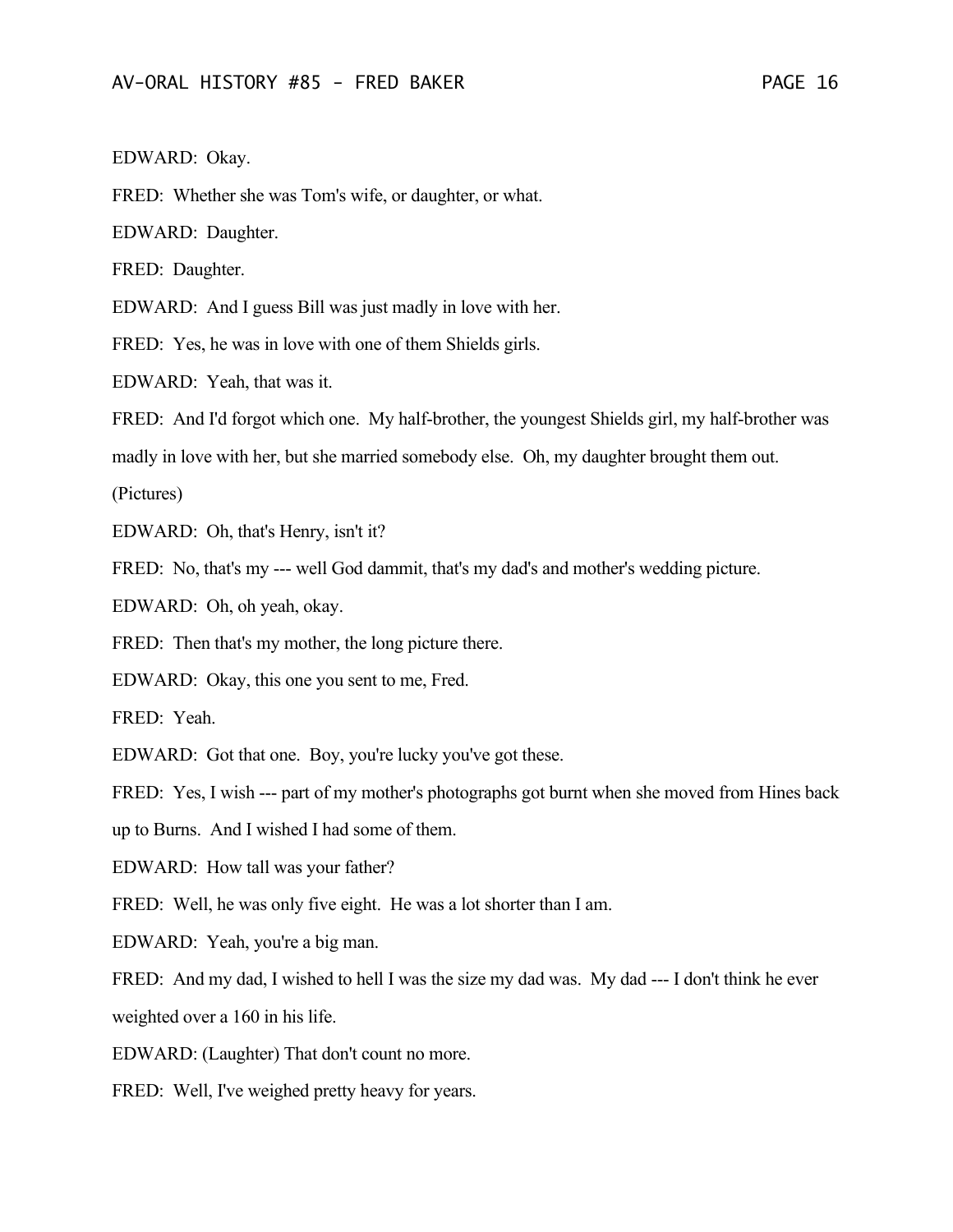EDWARD: Okay.

FRED: Whether she was Tom's wife, or daughter, or what.

EDWARD: Daughter.

FRED: Daughter.

EDWARD: And I guess Bill was just madly in love with her.

FRED: Yes, he was in love with one of them Shields girls.

EDWARD: Yeah, that was it.

FRED: And I'd forgot which one. My half-brother, the youngest Shields girl, my half-brother was madly in love with her, but she married somebody else. Oh, my daughter brought them out. (Pictures)

EDWARD: Oh, that's Henry, isn't it?

FRED: No, that's my --- well God dammit, that's my dad's and mother's wedding picture.

EDWARD: Oh, oh yeah, okay.

FRED: Then that's my mother, the long picture there.

EDWARD: Okay, this one you sent to me, Fred.

FRED: Yeah.

EDWARD: Got that one. Boy, you're lucky you've got these.

FRED: Yes, I wish --- part of my mother's photographs got burnt when she moved from Hines back up to Burns. And I wished I had some of them.

EDWARD: How tall was your father?

FRED: Well, he was only five eight. He was a lot shorter than I am.

EDWARD: Yeah, you're a big man.

FRED: And my dad, I wished to hell I was the size my dad was. My dad --- I don't think he ever weighted over a 160 in his life.

EDWARD: (Laughter) That don't count no more.

FRED: Well, I've weighed pretty heavy for years.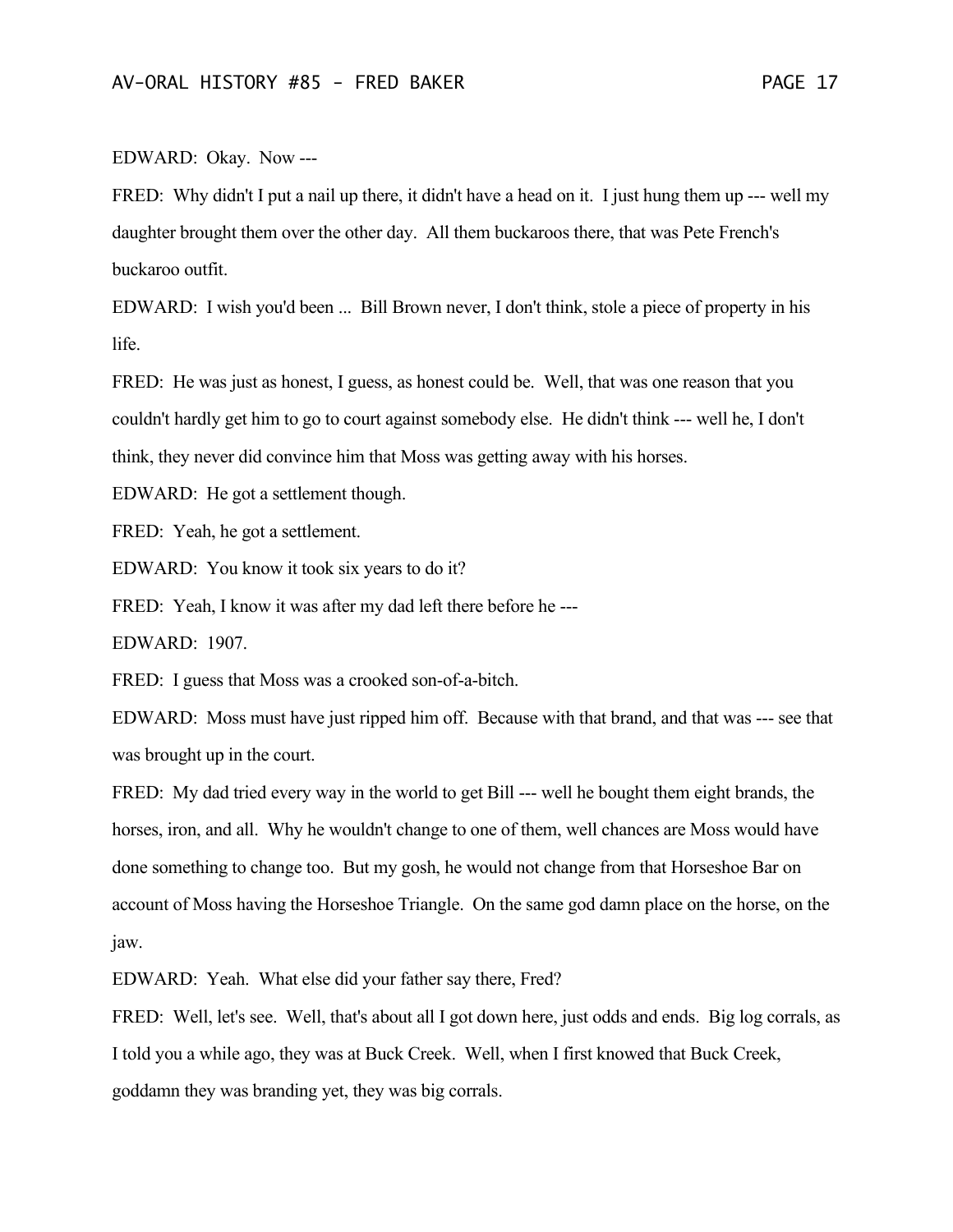EDWARD: Okay. Now ---

FRED: Why didn't I put a nail up there, it didn't have a head on it. I just hung them up --- well my daughter brought them over the other day. All them buckaroos there, that was Pete French's buckaroo outfit.

EDWARD: I wish you'd been ... Bill Brown never, I don't think, stole a piece of property in his life.

FRED: He was just as honest, I guess, as honest could be. Well, that was one reason that you couldn't hardly get him to go to court against somebody else. He didn't think --- well he, I don't think, they never did convince him that Moss was getting away with his horses.

EDWARD: He got a settlement though.

FRED: Yeah, he got a settlement.

EDWARD: You know it took six years to do it?

FRED: Yeah, I know it was after my dad left there before he ---

EDWARD: 1907.

FRED: I guess that Moss was a crooked son-of-a-bitch.

EDWARD: Moss must have just ripped him off. Because with that brand, and that was --- see that was brought up in the court.

FRED: My dad tried every way in the world to get Bill --- well he bought them eight brands, the horses, iron, and all. Why he wouldn't change to one of them, well chances are Moss would have done something to change too. But my gosh, he would not change from that Horseshoe Bar on account of Moss having the Horseshoe Triangle. On the same god damn place on the horse, on the jaw.

EDWARD: Yeah. What else did your father say there, Fred?

FRED: Well, let's see. Well, that's about all I got down here, just odds and ends. Big log corrals, as I told you a while ago, they was at Buck Creek. Well, when I first knowed that Buck Creek, goddamn they was branding yet, they was big corrals.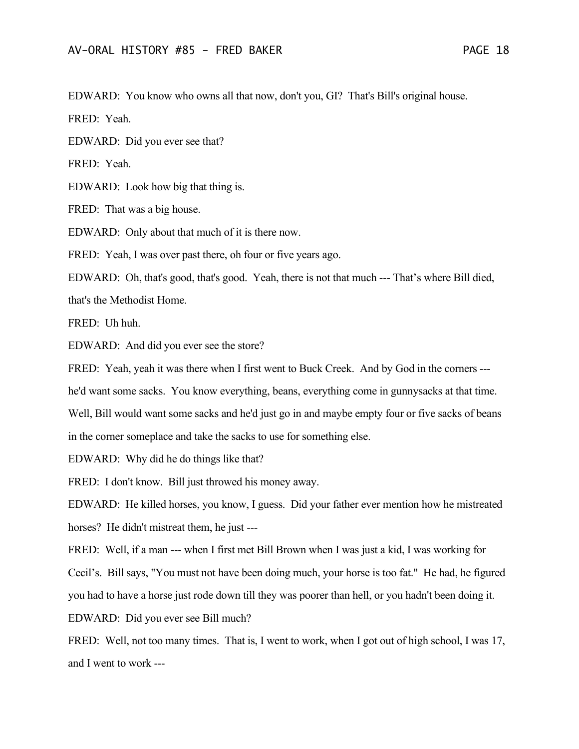EDWARD: You know who owns all that now, don't you, GI? That's Bill's original house.

FRED: Yeah.

EDWARD: Did you ever see that?

FRED: Yeah.

EDWARD: Look how big that thing is.

FRED: That was a big house.

EDWARD: Only about that much of it is there now.

FRED: Yeah, I was over past there, oh four or five years ago.

EDWARD: Oh, that's good, that's good. Yeah, there is not that much --- That's where Bill died, that's the Methodist Home.

FRED: Uh huh.

EDWARD: And did you ever see the store?

FRED: Yeah, yeah it was there when I first went to Buck Creek. And by God in the corners --- he'd want some sacks. You know everything, beans, everything come in gunnysacks at that time. Well, Bill would want some sacks and he'd just go in and maybe empty four or five sacks of beans in the corner someplace and take the sacks to use for something else.

EDWARD: Why did he do things like that?

FRED: I don't know. Bill just throwed his money away.

EDWARD: He killed horses, you know, I guess. Did your father ever mention how he mistreated horses? He didn't mistreat them, he just ---

FRED: Well, if a man --- when I first met Bill Brown when I was just a kid, I was working for Cecil's. Bill says, "You must not have been doing much, your horse is too fat." He had, he figured you had to have a horse just rode down till they was poorer than hell, or you hadn't been doing it.

EDWARD: Did you ever see Bill much?

FRED: Well, not too many times. That is, I went to work, when I got out of high school, I was 17, and I went to work ---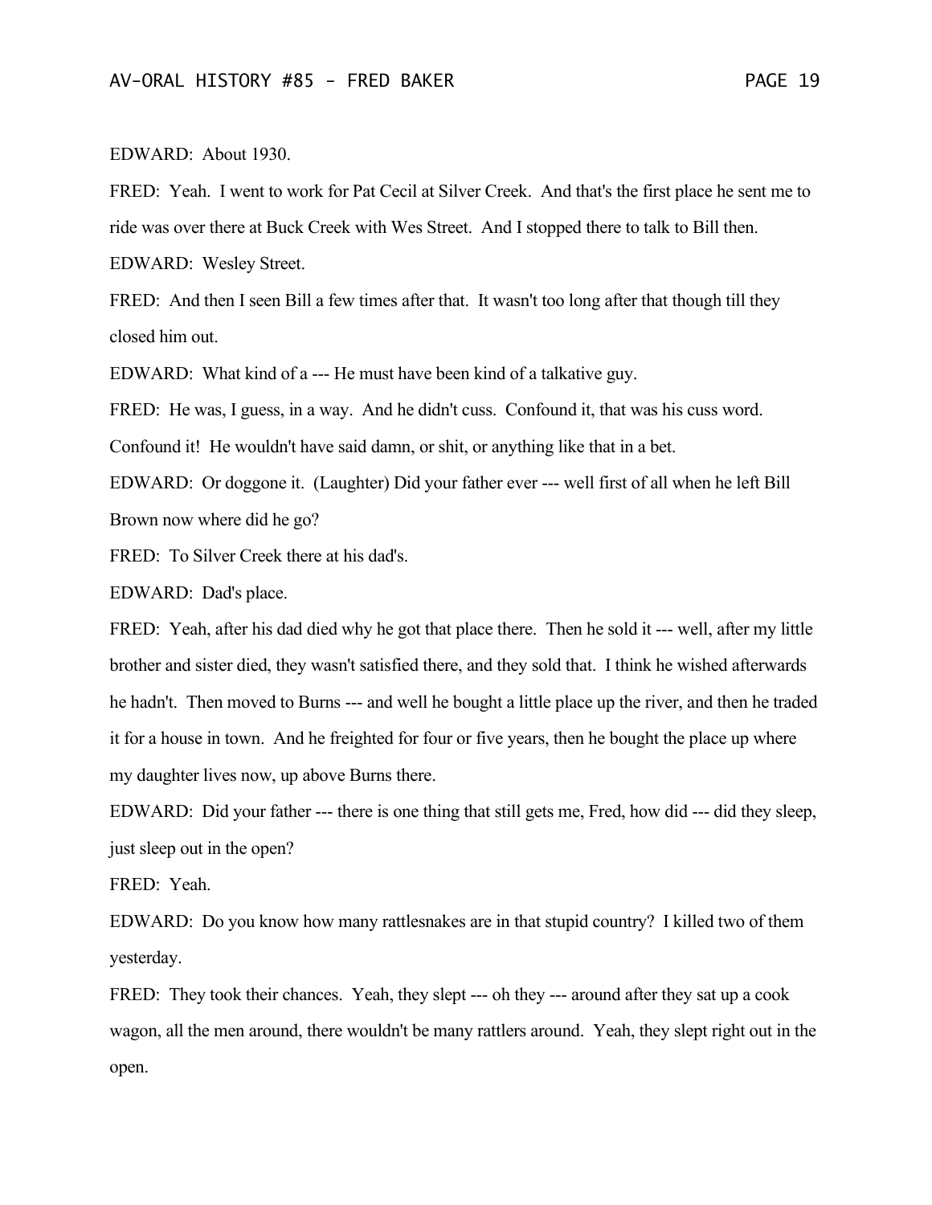EDWARD: About 1930.

FRED: Yeah. I went to work for Pat Cecil at Silver Creek. And that's the first place he sent me to ride was over there at Buck Creek with Wes Street. And I stopped there to talk to Bill then.

EDWARD: Wesley Street.

FRED: And then I seen Bill a few times after that. It wasn't too long after that though till they closed him out.

EDWARD: What kind of a --- He must have been kind of a talkative guy.

FRED: He was, I guess, in a way. And he didn't cuss. Confound it, that was his cuss word. Confound it! He wouldn't have said damn, or shit, or anything like that in a bet.

EDWARD: Or doggone it. (Laughter) Did your father ever --- well first of all when he left Bill Brown now where did he go?

FRED: To Silver Creek there at his dad's.

EDWARD: Dad's place.

FRED: Yeah, after his dad died why he got that place there. Then he sold it --- well, after my little brother and sister died, they wasn't satisfied there, and they sold that. I think he wished afterwards he hadn't. Then moved to Burns --- and well he bought a little place up the river, and then he traded it for a house in town. And he freighted for four or five years, then he bought the place up where my daughter lives now, up above Burns there.

EDWARD: Did your father --- there is one thing that still gets me, Fred, how did --- did they sleep, just sleep out in the open?

FRED: Yeah.

EDWARD: Do you know how many rattlesnakes are in that stupid country? I killed two of them yesterday.

FRED: They took their chances. Yeah, they slept --- oh they --- around after they sat up a cook wagon, all the men around, there wouldn't be many rattlers around. Yeah, they slept right out in the open.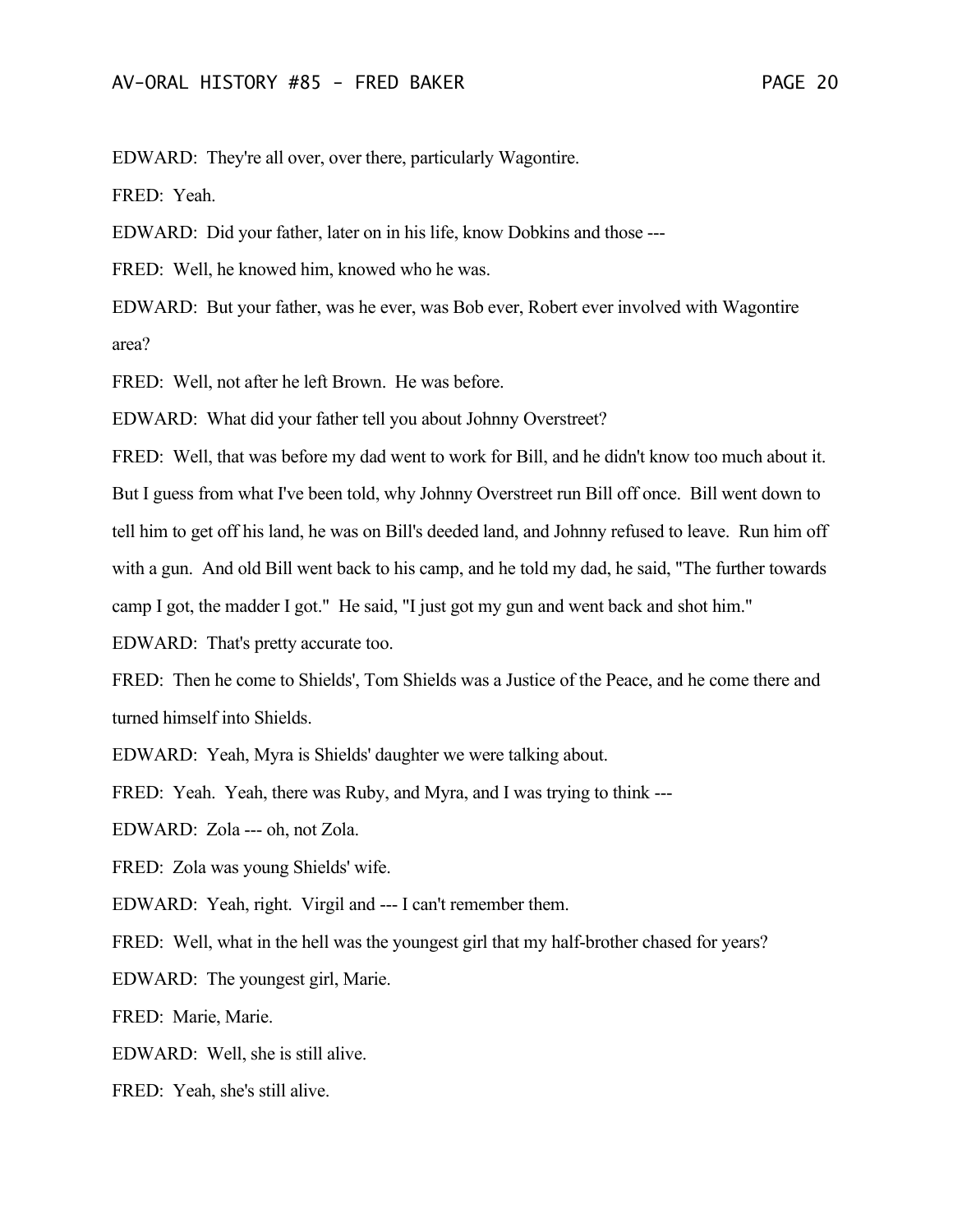EDWARD: They're all over, over there, particularly Wagontire.

FRED: Yeah.

EDWARD: Did your father, later on in his life, know Dobkins and those ---

FRED: Well, he knowed him, knowed who he was.

EDWARD: But your father, was he ever, was Bob ever, Robert ever involved with Wagontire area?

FRED: Well, not after he left Brown. He was before.

EDWARD: What did your father tell you about Johnny Overstreet?

FRED: Well, that was before my dad went to work for Bill, and he didn't know too much about it. But I guess from what I've been told, why Johnny Overstreet run Bill off once. Bill went down to tell him to get off his land, he was on Bill's deeded land, and Johnny refused to leave. Run him off with a gun. And old Bill went back to his camp, and he told my dad, he said, "The further towards camp I got, the madder I got." He said, "I just got my gun and went back and shot him."

EDWARD: That's pretty accurate too.

FRED: Then he come to Shields', Tom Shields was a Justice of the Peace, and he come there and turned himself into Shields.

EDWARD: Yeah, Myra is Shields' daughter we were talking about.

FRED: Yeah. Yeah, there was Ruby, and Myra, and I was trying to think ---

EDWARD: Zola --- oh, not Zola.

FRED: Zola was young Shields' wife.

EDWARD: Yeah, right. Virgil and --- I can't remember them.

FRED: Well, what in the hell was the youngest girl that my half-brother chased for years?

EDWARD: The youngest girl, Marie.

FRED: Marie, Marie.

EDWARD: Well, she is still alive.

FRED: Yeah, she's still alive.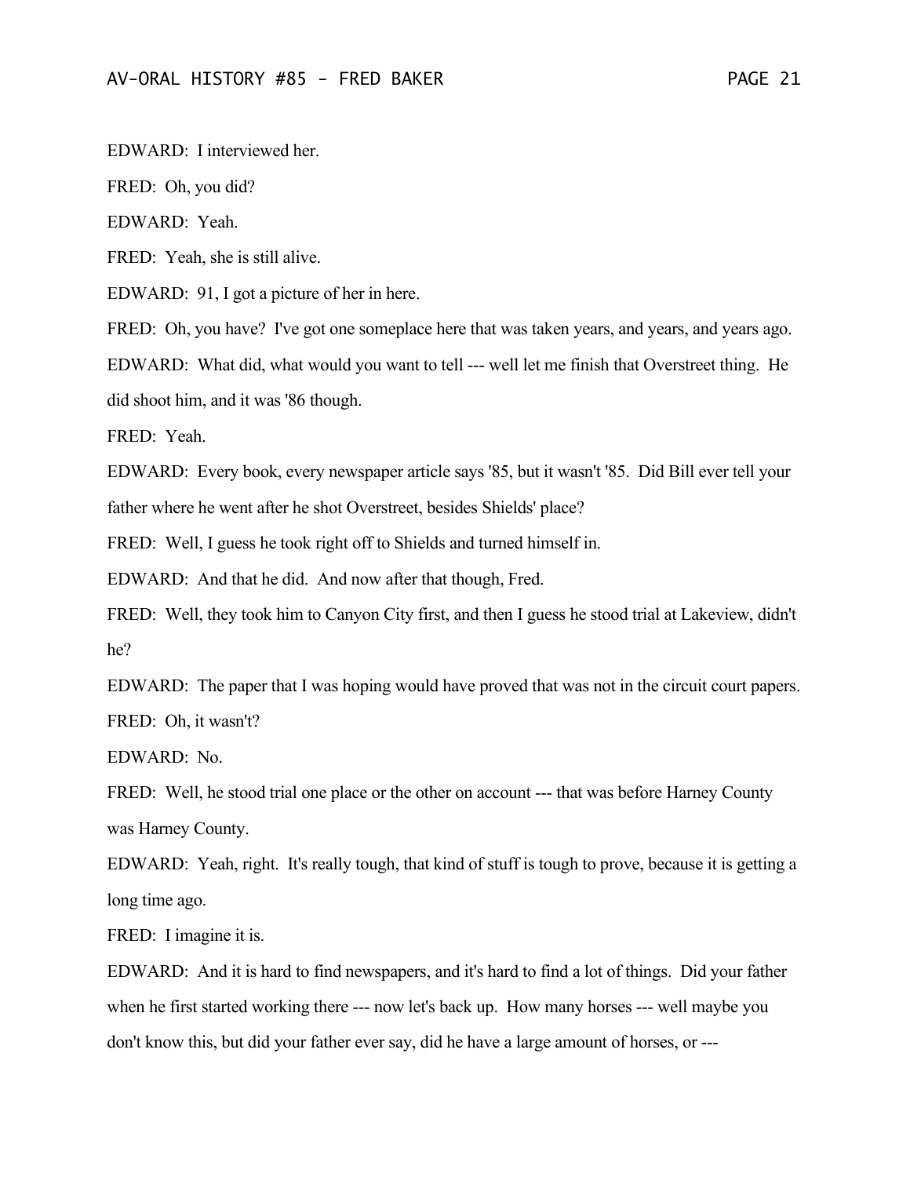EDWARD: I interviewed her.

FRED: Oh, you did?

EDWARD: Yeah.

FRED: Yeah, she is still alive.

EDWARD: 91, I got a picture of her in here.

FRED: Oh, you have? I've got one someplace here that was taken years, and years, and years ago.

EDWARD: What did, what would you want to tell --- well let me finish that Overstreet thing. He did shoot him, and it was '86 though.

FRED: Yeah.

EDWARD: Every book, every newspaper article says '85, but it wasn't '85. Did Bill ever tell your father where he went after he shot Overstreet, besides Shields' place?

FRED: Well, I guess he took right off to Shields and turned himself in.

EDWARD: And that he did. And now after that though, Fred.

FRED: Well, they took him to Canyon City first, and then I guess he stood trial at Lakeview, didn't he?

EDWARD: The paper that I was hoping would have proved that was not in the circuit court papers.

FRED: Oh, it wasn't?

EDWARD: No.

FRED: Well, he stood trial one place or the other on account --- that was before Harney County was Harney County.

EDWARD: Yeah, right. It's really tough, that kind of stuff is tough to prove, because it is getting a long time ago.

FRED: I imagine it is.

EDWARD: And it is hard to find newspapers, and it's hard to find a lot of things. Did your father when he first started working there --- now let's back up. How many horses --- well maybe you don't know this, but did your father ever say, did he have a large amount of horses, or ---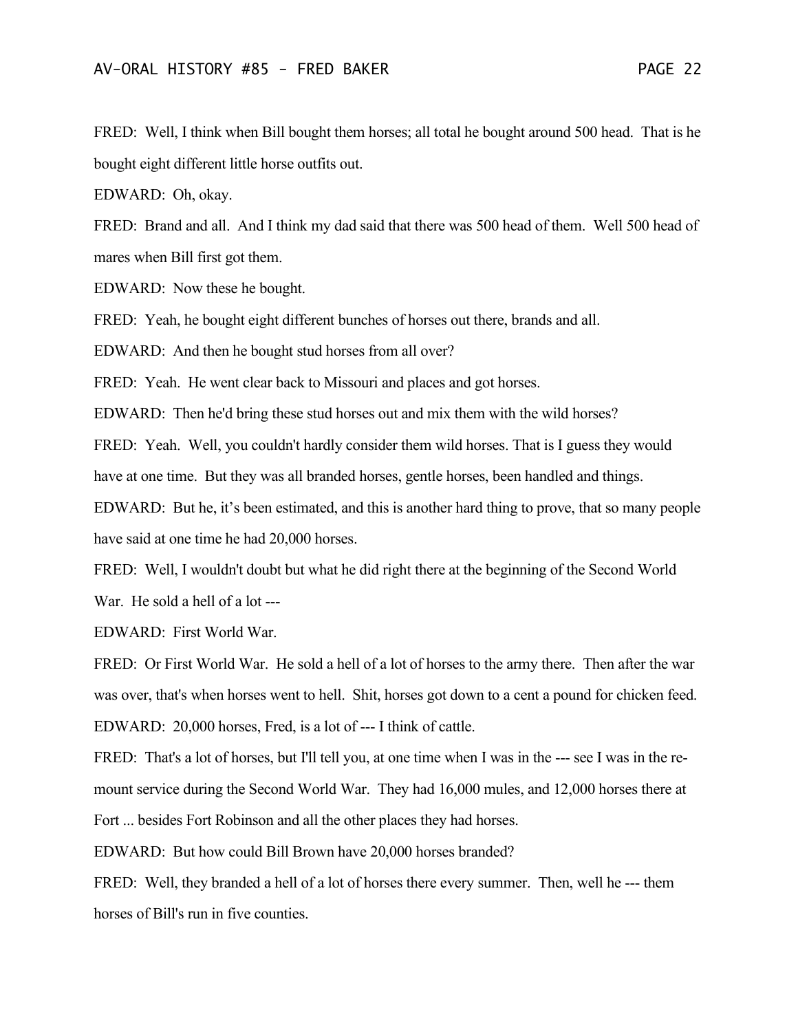FRED: Well, I think when Bill bought them horses; all total he bought around 500 head. That is he bought eight different little horse outfits out.

EDWARD: Oh, okay.

FRED: Brand and all. And I think my dad said that there was 500 head of them. Well 500 head of mares when Bill first got them.

EDWARD: Now these he bought.

FRED: Yeah, he bought eight different bunches of horses out there, brands and all.

EDWARD: And then he bought stud horses from all over?

FRED: Yeah. He went clear back to Missouri and places and got horses.

EDWARD: Then he'd bring these stud horses out and mix them with the wild horses?

FRED: Yeah. Well, you couldn't hardly consider them wild horses. That is I guess they would have at one time. But they was all branded horses, gentle horses, been handled and things.

EDWARD: But he, it's been estimated, and this is another hard thing to prove, that so many people have said at one time he had 20,000 horses.

FRED: Well, I wouldn't doubt but what he did right there at the beginning of the Second World War. He sold a hell of a lot ---

EDWARD: First World War.

FRED: Or First World War. He sold a hell of a lot of horses to the army there. Then after the war was over, that's when horses went to hell. Shit, horses got down to a cent a pound for chicken feed.

EDWARD: 20,000 horses, Fred, is a lot of --- I think of cattle.

FRED: That's a lot of horses, but I'll tell you, at one time when I was in the --- see I was in the re-mount service during the Second World War. They had 16,000 mules, and 12,000 horses there at Fort ... besides Fort Robinson and all the other places they had horses.

EDWARD: But how could Bill Brown have 20,000 horses branded?

FRED: Well, they branded a hell of a lot of horses there every summer. Then, well he --- them horses of Bill's run in five counties.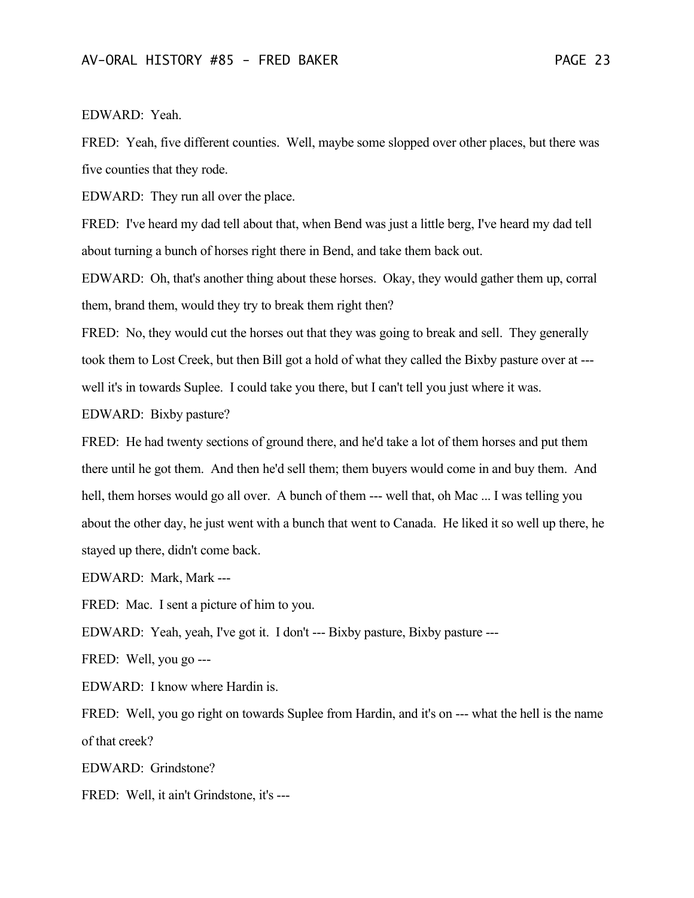EDWARD: Yeah.

FRED: Yeah, five different counties. Well, maybe some slopped over other places, but there was five counties that they rode.

EDWARD: They run all over the place.

FRED: I've heard my dad tell about that, when Bend was just a little berg, I've heard my dad tell about turning a bunch of horses right there in Bend, and take them back out.

EDWARD: Oh, that's another thing about these horses. Okay, they would gather them up, corral them, brand them, would they try to break them right then?

FRED: No, they would cut the horses out that they was going to break and sell. They generally took them to Lost Creek, but then Bill got a hold of what they called the Bixby pasture over at --- well it's in towards Suplee. I could take you there, but I can't tell you just where it was.

EDWARD: Bixby pasture?

FRED: He had twenty sections of ground there, and he'd take a lot of them horses and put them there until he got them. And then he'd sell them; them buyers would come in and buy them. And hell, them horses would go all over. A bunch of them --- well that, oh Mac ... I was telling you about the other day, he just went with a bunch that went to Canada. He liked it so well up there, he stayed up there, didn't come back.

EDWARD: Mark, Mark ---

FRED: Mac. I sent a picture of him to you.

EDWARD: Yeah, yeah, I've got it. I don't --- Bixby pasture, Bixby pasture ---

FRED: Well, you go ---

EDWARD: I know where Hardin is.

FRED: Well, you go right on towards Suplee from Hardin, and it's on --- what the hell is the name of that creek?

EDWARD: Grindstone?

FRED: Well, it ain't Grindstone, it's ---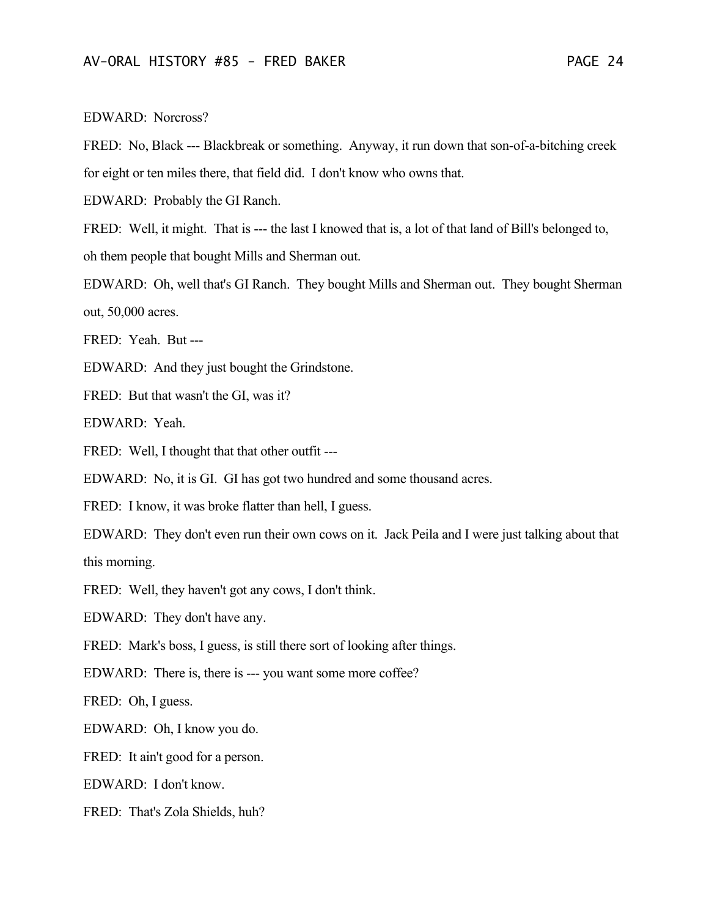EDWARD: Norcross?

FRED: No, Black --- Blackbreak or something. Anyway, it run down that son-of-a-bitching creek for eight or ten miles there, that field did. I don't know who owns that.

EDWARD: Probably the GI Ranch.

FRED: Well, it might. That is --- the last I knowed that is, a lot of that land of Bill's belonged to, oh them people that bought Mills and Sherman out.

EDWARD: Oh, well that's GI Ranch. They bought Mills and Sherman out. They bought Sherman out, 50,000 acres.

FRED: Yeah. But ---

EDWARD: And they just bought the Grindstone.

FRED: But that wasn't the GI, was it?

EDWARD: Yeah.

FRED: Well, I thought that that other outfit ---

EDWARD: No, it is GI. GI has got two hundred and some thousand acres.

FRED: I know, it was broke flatter than hell, I guess.

EDWARD: They don't even run their own cows on it. Jack Peila and I were just talking about that this morning.

FRED: Well, they haven't got any cows, I don't think.

EDWARD: They don't have any.

FRED: Mark's boss, I guess, is still there sort of looking after things.

EDWARD: There is, there is --- you want some more coffee?

FRED: Oh, I guess.

EDWARD: Oh, I know you do.

FRED: It ain't good for a person.

EDWARD: I don't know.

FRED: That's Zola Shields, huh?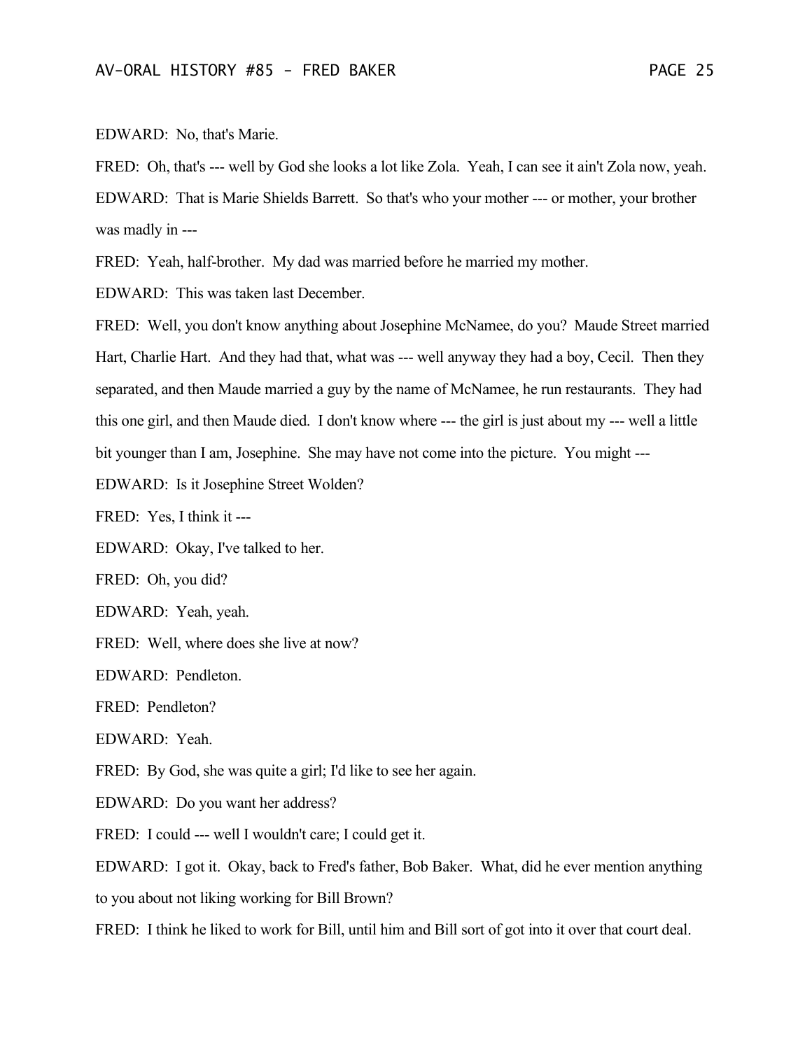EDWARD: No, that's Marie.

FRED: Oh, that's --- well by God she looks a lot like Zola. Yeah, I can see it ain't Zola now, yeah.

EDWARD: That is Marie Shields Barrett. So that's who your mother --- or mother, your brother was madly in ---

FRED: Yeah, half-brother. My dad was married before he married my mother.

EDWARD: This was taken last December.

FRED: Well, you don't know anything about Josephine McNamee, do you? Maude Street married Hart, Charlie Hart. And they had that, what was --- well anyway they had a boy, Cecil. Then they separated, and then Maude married a guy by the name of McNamee, he run restaurants. They had this one girl, and then Maude died. I don't know where --- the girl is just about my --- well a little bit younger than I am, Josephine. She may have not come into the picture. You might ---

EDWARD: Is it Josephine Street Wolden?

FRED: Yes, I think it ---

EDWARD: Okay, I've talked to her.

FRED: Oh, you did?

EDWARD: Yeah, yeah.

FRED: Well, where does she live at now?

EDWARD: Pendleton.

FRED: Pendleton?

EDWARD: Yeah.

FRED: By God, she was quite a girl; I'd like to see her again.

EDWARD: Do you want her address?

FRED: I could --- well I wouldn't care; I could get it.

EDWARD: I got it. Okay, back to Fred's father, Bob Baker. What, did he ever mention anything to you about not liking working for Bill Brown?

FRED: I think he liked to work for Bill, until him and Bill sort of got into it over that court deal.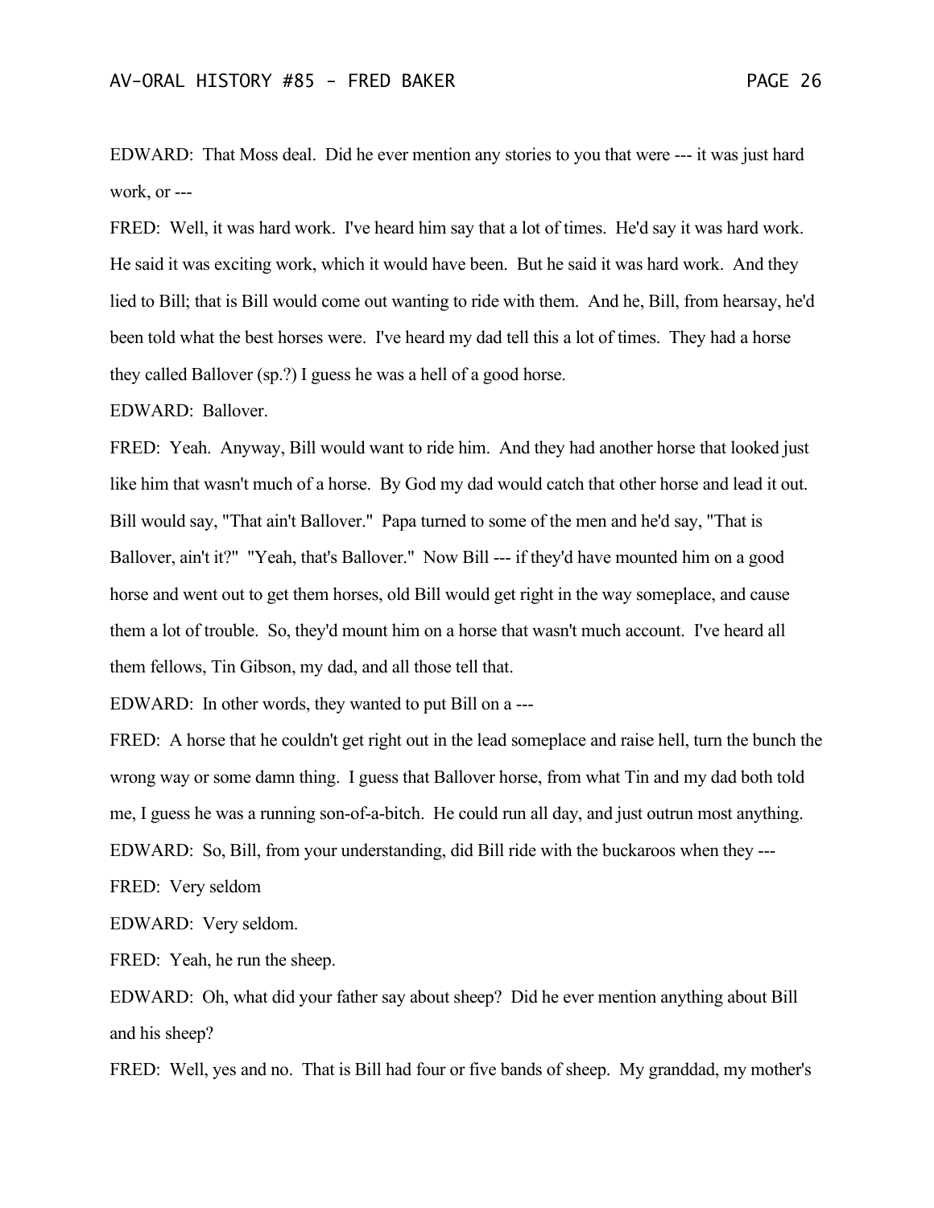EDWARD: That Moss deal. Did he ever mention any stories to you that were --- it was just hard work, or ---

FRED: Well, it was hard work. I've heard him say that a lot of times. He'd say it was hard work. He said it was exciting work, which it would have been. But he said it was hard work. And they lied to Bill; that is Bill would come out wanting to ride with them. And he, Bill, from hearsay, he'd been told what the best horses were. I've heard my dad tell this a lot of times. They had a horse they called Ballover (sp.?) I guess he was a hell of a good horse.

EDWARD: Ballover.

FRED: Yeah. Anyway, Bill would want to ride him. And they had another horse that looked just like him that wasn't much of a horse. By God my dad would catch that other horse and lead it out. Bill would say, "That ain't Ballover." Papa turned to some of the men and he'd say, "That is Ballover, ain't it?" "Yeah, that's Ballover." Now Bill --- if they'd have mounted him on a good horse and went out to get them horses, old Bill would get right in the way someplace, and cause them a lot of trouble. So, they'd mount him on a horse that wasn't much account. I've heard all them fellows, Tin Gibson, my dad, and all those tell that.

EDWARD: In other words, they wanted to put Bill on a ---

FRED: A horse that he couldn't get right out in the lead someplace and raise hell, turn the bunch the wrong way or some damn thing. I guess that Ballover horse, from what Tin and my dad both told me, I guess he was a running son-of-a-bitch. He could run all day, and just outrun most anything.

EDWARD: So, Bill, from your understanding, did Bill ride with the buckaroos when they ---

FRED: Very seldom

EDWARD: Very seldom.

FRED: Yeah, he run the sheep.

EDWARD: Oh, what did your father say about sheep? Did he ever mention anything about Bill and his sheep?

FRED: Well, yes and no. That is Bill had four or five bands of sheep. My granddad, my mother's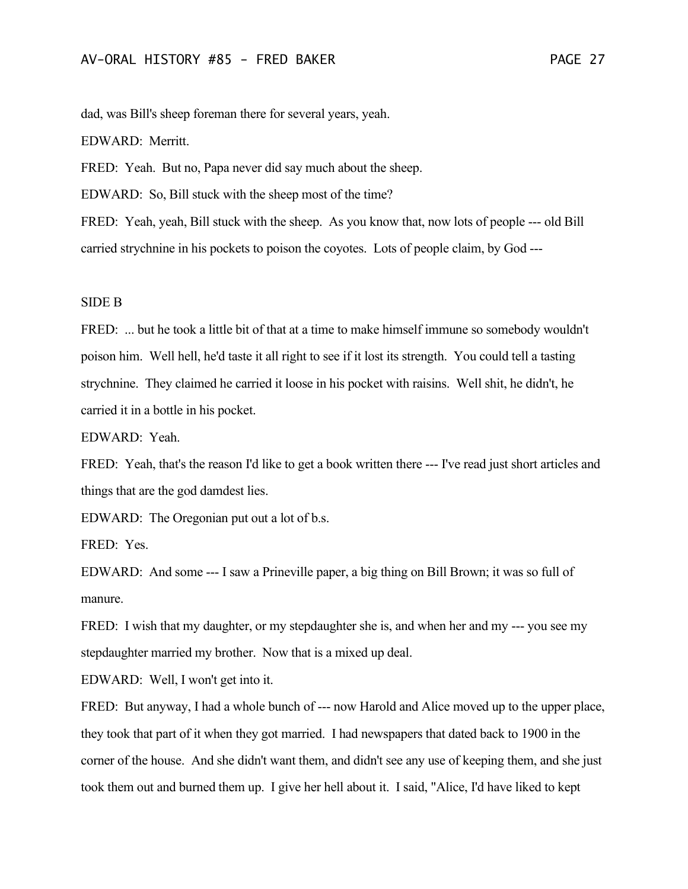dad, was Bill's sheep foreman there for several years, yeah.

EDWARD: Merritt.

FRED: Yeah. But no, Papa never did say much about the sheep.

EDWARD: So, Bill stuck with the sheep most of the time?

FRED: Yeah, yeah, Bill stuck with the sheep. As you know that, now lots of people --- old Bill carried strychnine in his pockets to poison the coyotes. Lots of people claim, by God ---

SIDE B

FRED: ... but he took a little bit of that at a time to make himself immune so somebody wouldn't poison him. Well hell, he'd taste it all right to see if it lost its strength. You could tell a tasting strychnine. They claimed he carried it loose in his pocket with raisins. Well shit, he didn't, he carried it in a bottle in his pocket.

EDWARD: Yeah.

FRED: Yeah, that's the reason I'd like to get a book written there --- I've read just short articles and things that are the god damdest lies.

EDWARD: The Oregonian put out a lot of b.s.

FRED: Yes.

EDWARD: And some --- I saw a Prineville paper, a big thing on Bill Brown; it was so full of manure.

FRED: I wish that my daughter, or my stepdaughter she is, and when her and my --- you see my stepdaughter married my brother. Now that is a mixed up deal.

EDWARD: Well, I won't get into it.

FRED: But anyway, I had a whole bunch of --- now Harold and Alice moved up to the upper place, they took that part of it when they got married. I had newspapers that dated back to 1900 in the corner of the house. And she didn't want them, and didn't see any use of keeping them, and she just took them out and burned them up. I give her hell about it. I said, "Alice, I'd have liked to kept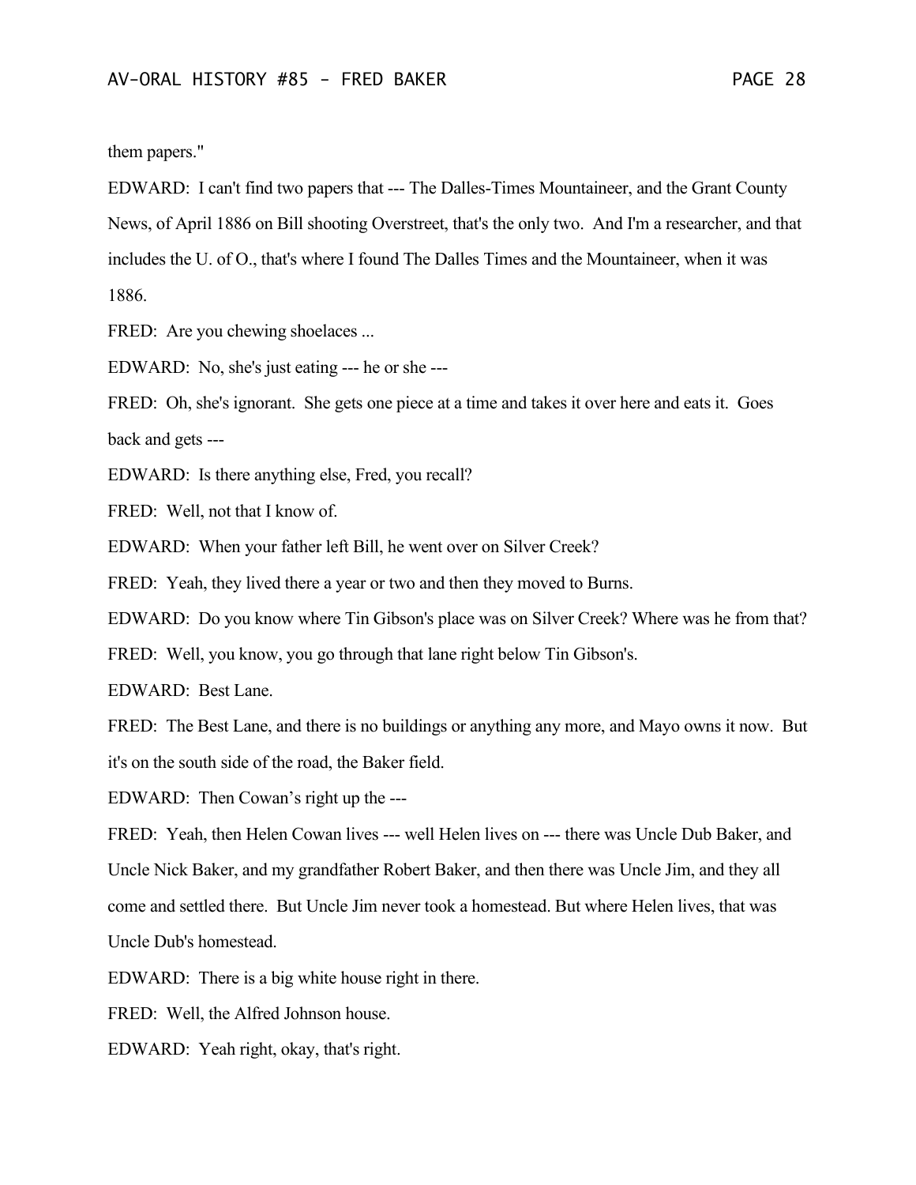them papers."

EDWARD: I can't find two papers that --- The Dalles-Times Mountaineer, and the Grant County News, of April 1886 on Bill shooting Overstreet, that's the only two. And I'm a researcher, and that includes the U. of O., that's where I found The Dalles Times and the Mountaineer, when it was 1886.

FRED: Are you chewing shoelaces ...

EDWARD: No, she's just eating --- he or she ---

FRED: Oh, she's ignorant. She gets one piece at a time and takes it over here and eats it. Goes back and gets ---

EDWARD: Is there anything else, Fred, you recall?

FRED: Well, not that I know of.

EDWARD: When your father left Bill, he went over on Silver Creek?

FRED: Yeah, they lived there a year or two and then they moved to Burns.

EDWARD: Do you know where Tin Gibson's place was on Silver Creek? Where was he from that?

FRED: Well, you know, you go through that lane right below Tin Gibson's.

EDWARD: Best Lane.

FRED: The Best Lane, and there is no buildings or anything any more, and Mayo owns it now. But it's on the south side of the road, the Baker field.

EDWARD: Then Cowan's right up the ---

FRED: Yeah, then Helen Cowan lives --- well Helen lives on --- there was Uncle Dub Baker, and Uncle Nick Baker, and my grandfather Robert Baker, and then there was Uncle Jim, and they all come and settled there. But Uncle Jim never took a homestead. But where Helen lives, that was Uncle Dub's homestead.

EDWARD: There is a big white house right in there.

FRED: Well, the Alfred Johnson house.

EDWARD: Yeah right, okay, that's right.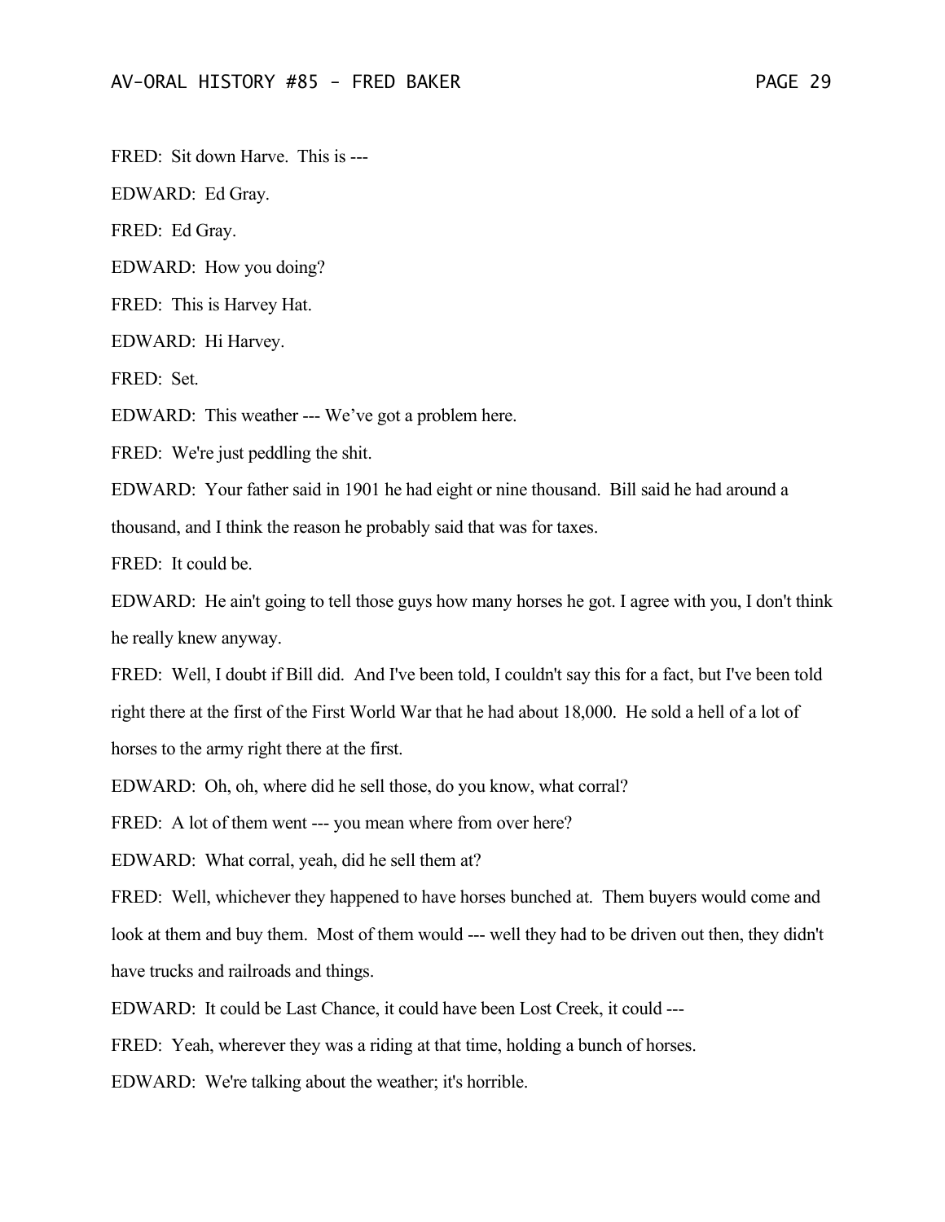FRED: Sit down Harve. This is ---

EDWARD: Ed Gray.

FRED: Ed Gray.

EDWARD: How you doing?

FRED: This is Harvey Hat.

EDWARD: Hi Harvey.

FRED: Set.

EDWARD: This weather --- We've got a problem here.

FRED: We're just peddling the shit.

EDWARD: Your father said in 1901 he had eight or nine thousand. Bill said he had around a thousand, and I think the reason he probably said that was for taxes.

FRED: It could be.

EDWARD: He ain't going to tell those guys how many horses he got. I agree with you, I don't think he really knew anyway.

FRED: Well, I doubt if Bill did. And I've been told, I couldn't say this for a fact, but I've been told right there at the first of the First World War that he had about 18,000. He sold a hell of a lot of horses to the army right there at the first.

EDWARD: Oh, oh, where did he sell those, do you know, what corral?

FRED: A lot of them went --- you mean where from over here?

EDWARD: What corral, yeah, did he sell them at?

FRED: Well, whichever they happened to have horses bunched at. Them buyers would come and look at them and buy them. Most of them would --- well they had to be driven out then, they didn't have trucks and railroads and things.

EDWARD: It could be Last Chance, it could have been Lost Creek, it could ---

FRED: Yeah, wherever they was a riding at that time, holding a bunch of horses.

EDWARD: We're talking about the weather; it's horrible.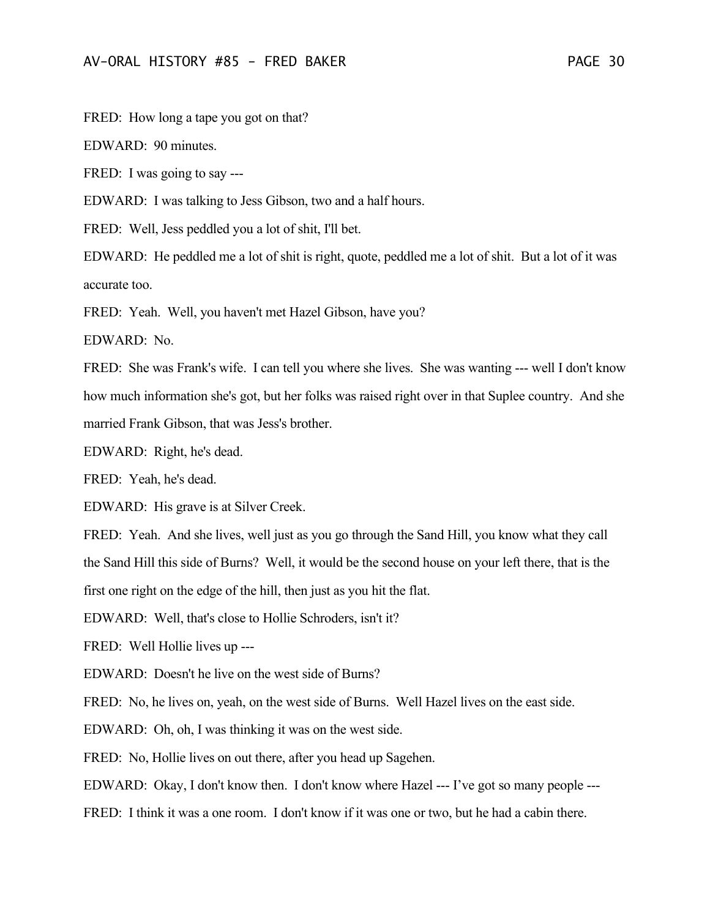FRED: How long a tape you got on that?

EDWARD: 90 minutes.

FRED: I was going to say ---

EDWARD: I was talking to Jess Gibson, two and a half hours.

FRED: Well, Jess peddled you a lot of shit, I'll bet.

EDWARD: He peddled me a lot of shit is right, quote, peddled me a lot of shit. But a lot of it was accurate too.

FRED: Yeah. Well, you haven't met Hazel Gibson, have you?

EDWARD: No.

FRED: She was Frank's wife. I can tell you where she lives. She was wanting --- well I don't know how much information she's got, but her folks was raised right over in that Suplee country. And she married Frank Gibson, that was Jess's brother.

EDWARD: Right, he's dead.

FRED: Yeah, he's dead.

EDWARD: His grave is at Silver Creek.

FRED: Yeah. And she lives, well just as you go through the Sand Hill, you know what they call the Sand Hill this side of Burns? Well, it would be the second house on your left there, that is the first one right on the edge of the hill, then just as you hit the flat.

EDWARD: Well, that's close to Hollie Schroders, isn't it?

FRED: Well Hollie lives up ---

EDWARD: Doesn't he live on the west side of Burns?

FRED: No, he lives on, yeah, on the west side of Burns. Well Hazel lives on the east side.

EDWARD: Oh, oh, I was thinking it was on the west side.

FRED: No, Hollie lives on out there, after you head up Sagehen.

EDWARD: Okay, I don't know then. I don't know where Hazel --- I've got so many people ---

FRED: I think it was a one room. I don't know if it was one or two, but he had a cabin there.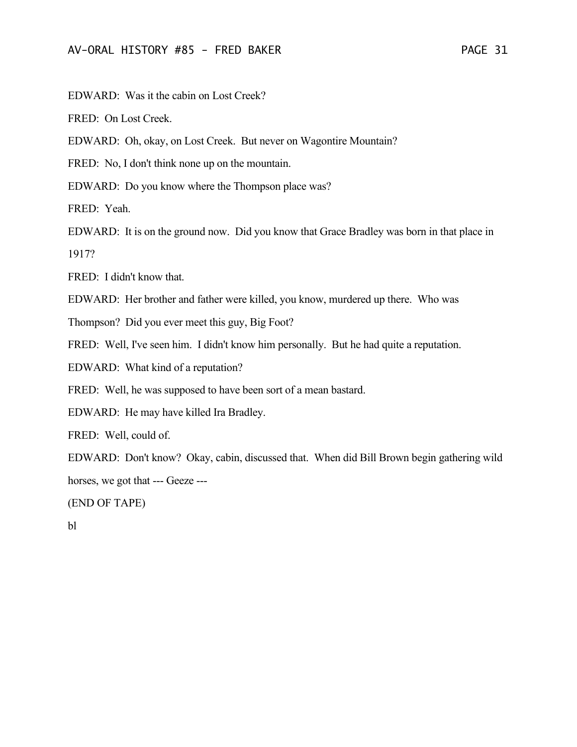EDWARD: Was it the cabin on Lost Creek?

FRED: On Lost Creek.

EDWARD: Oh, okay, on Lost Creek. But never on Wagontire Mountain?

FRED: No, I don't think none up on the mountain.

EDWARD: Do you know where the Thompson place was?

FRED: Yeah.

EDWARD: It is on the ground now. Did you know that Grace Bradley was born in that place in 1917?

FRED: I didn't know that.

EDWARD: Her brother and father were killed, you know, murdered up there. Who was Thompson? Did you ever meet this guy, Big Foot?

FRED: Well, I've seen him. I didn't know him personally. But he had quite a reputation.

EDWARD: What kind of a reputation?

FRED: Well, he was supposed to have been sort of a mean bastard.

EDWARD: He may have killed Ira Bradley.

FRED: Well, could of.

EDWARD: Don't know? Okay, cabin, discussed that. When did Bill Brown begin gathering wild horses, we got that --- Geeze ---

(END OF TAPE)

bl